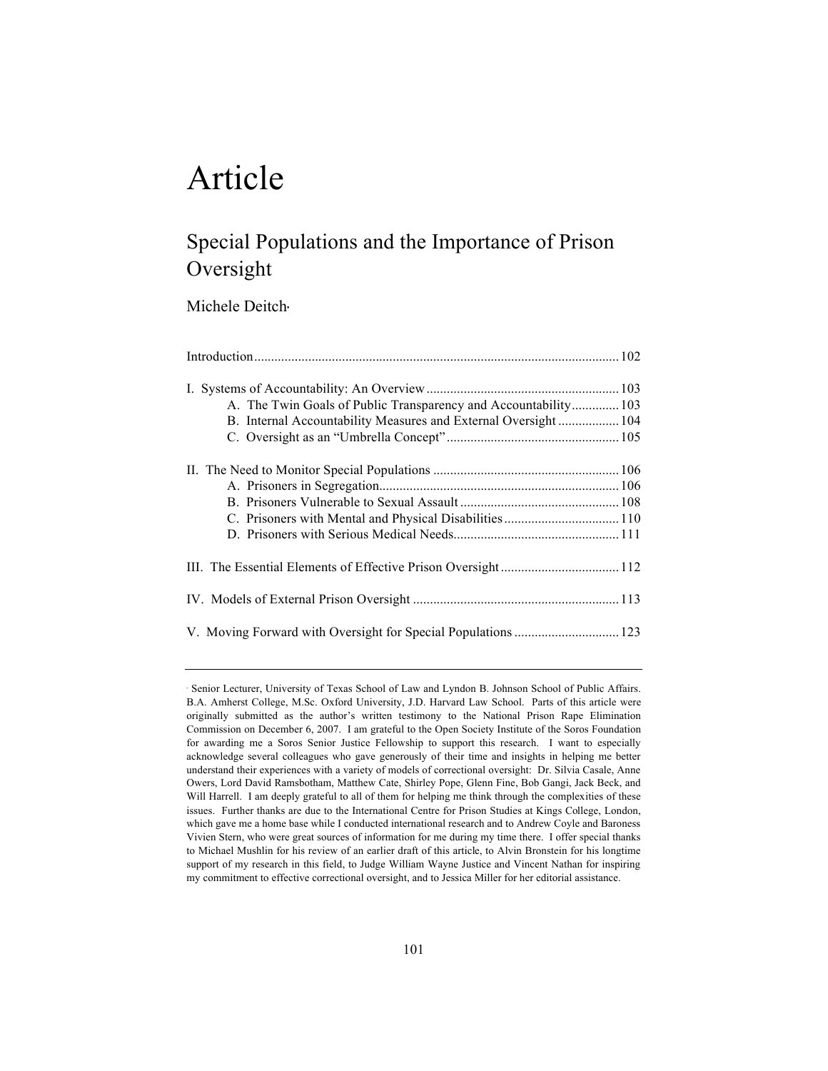# Article

## Special Populations and the Importance of Prison Oversight

Michele Deitch[*]

| | |
|---|---|
| Introduction | 102 |
| I. Systems of Accountability: An Overview | 103 |
| A. The Twin Goals of Public Transparency and Accountability | 103 |
| B. Internal Accountability Measures and External Oversight | 104 |
| C. Oversight as an "Umbrella Concept" | 105 |
| II. The Need to Monitor Special Populations | 106 |
| A. Prisoners in Segregation | 106 |
| B. Prisoners Vulnerable to Sexual Assault | 108 |
| C. Prisoners with Mental and Physical Disabilities | 110 |
| D. Prisoners with Serious Medical Needs | 111 |
| III. The Essential Elements of Effective Prison Oversight | 112 |
| IV. Models of External Prison Oversight | 113 |
| V. Moving Forward with Oversight for Special Populations | 123 |

---

[*] Senior Lecturer, University of Texas School of Law and Lyndon B. Johnson School of Public Affairs. B.A. Amherst College, M.Sc. Oxford University, J.D. Harvard Law School. Parts of this article were originally submitted as the author's written testimony to the National Prison Rape Elimination Commission on December 6, 2007. I am grateful to the Open Society Institute of the Soros Foundation for awarding me a Soros Senior Justice Fellowship to support this research. I want to especially acknowledge several colleagues who gave generously of their time and insights in helping me better understand their experiences with a variety of models of correctional oversight: Dr. Silvia Casale, Anne Owers, Lord David Ramsbotham, Matthew Cate, Shirley Pope, Glenn Fine, Bob Gangi, Jack Beck, and Will Harrell. I am deeply grateful to all of them for helping me think through the complexities of these issues. Further thanks are due to the International Centre for Prison Studies at Kings College, London, which gave me a home base while I conducted international research and to Andrew Coyle and Baroness Vivien Stern, who were great sources of information for me during my time there. I offer special thanks to Michael Mushlin for his review of an earlier draft of this article, to Alvin Bronstein for his longtime support of my research in this field, to Judge William Wayne Justice and Vincent Nathan for inspiring my commitment to effective correctional oversight, and to Jessica Miller for her editorial assistance.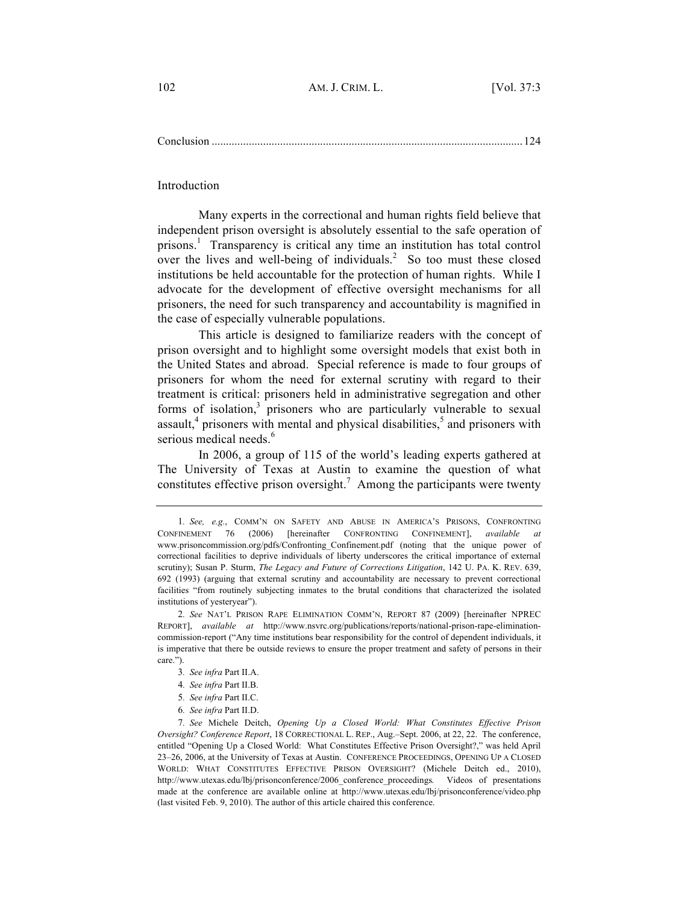Conclusion ........................................................................................................... 124

## Introduction

Many experts in the correctional and human rights field believe that independent prison oversight is absolutely essential to the safe operation of prisons.[1] Transparency is critical any time an institution has total control over the lives and well-being of individuals.[2] So too must these closed institutions be held accountable for the protection of human rights. While I advocate for the development of effective oversight mechanisms for all prisoners, the need for such transparency and accountability is magnified in the case of especially vulnerable populations.

This article is designed to familiarize readers with the concept of prison oversight and to highlight some oversight models that exist both in the United States and abroad. Special reference is made to four groups of prisoners for whom the need for external scrutiny with regard to their treatment is critical: prisoners held in administrative segregation and other forms of isolation,[3] prisoners who are particularly vulnerable to sexual assault,[4] prisoners with mental and physical disabilities,[5] and prisoners with serious medical needs.[6]

In 2006, a group of 115 of the world's leading experts gathered at The University of Texas at Austin to examine the question of what constitutes effective prison oversight.[7] Among the participants were twenty

---

1. *See, e.g.*, COMM'N ON SAFETY AND ABUSE IN AMERICA'S PRISONS, CONFRONTING CONFINEMENT 76 (2006) [hereinafter CONFRONTING CONFINEMENT], *available at* www.prisoncommission.org/pdfs/Confronting_Confinement.pdf (noting that the unique power of correctional facilities to deprive individuals of liberty underscores the critical importance of external scrutiny); Susan P. Sturm, *The Legacy and Future of Corrections Litigation*, 142 U. PA. K. REV. 639, 692 (1993) (arguing that external scrutiny and accountability are necessary to prevent correctional facilities "from routinely subjecting inmates to the brutal conditions that characterized the isolated institutions of yesteryear").

2. *See* NAT'L PRISON RAPE ELIMINATION COMM'N, REPORT 87 (2009) [hereinafter NPREC REPORT], *available at* http://www.nsvrc.org/publications/reports/national-prison-rape-elimination-commission-report ("Any time institutions bear responsibility for the control of dependent individuals, it is imperative that there be outside reviews to ensure the proper treatment and safety of persons in their care.").

3. *See infra* Part II.A.

4. *See infra* Part II.B.

5. *See infra* Part II.C.

6. *See infra* Part II.D.

7. *See* Michele Deitch, *Opening Up a Closed World: What Constitutes Effective Prison Oversight? Conference Report*, 18 CORRECTIONAL L. REP., Aug.–Sept. 2006, at 22, 22. The conference, entitled "Opening Up a Closed World: What Constitutes Effective Prison Oversight?," was held April 23–26, 2006, at the University of Texas at Austin. CONFERENCE PROCEEDINGS, OPENING UP A CLOSED WORLD: WHAT CONSTITUTES EFFECTIVE PRISON OVERSIGHT? (Michele Deitch ed., 2010), http://www.utexas.edu/lbj/prisonconference/2006_conference_proceedings. Videos of presentations made at the conference are available online at http://www.utexas.edu/lbj/prisonconference/video.php (last visited Feb. 9, 2010). The author of this article chaired this conference.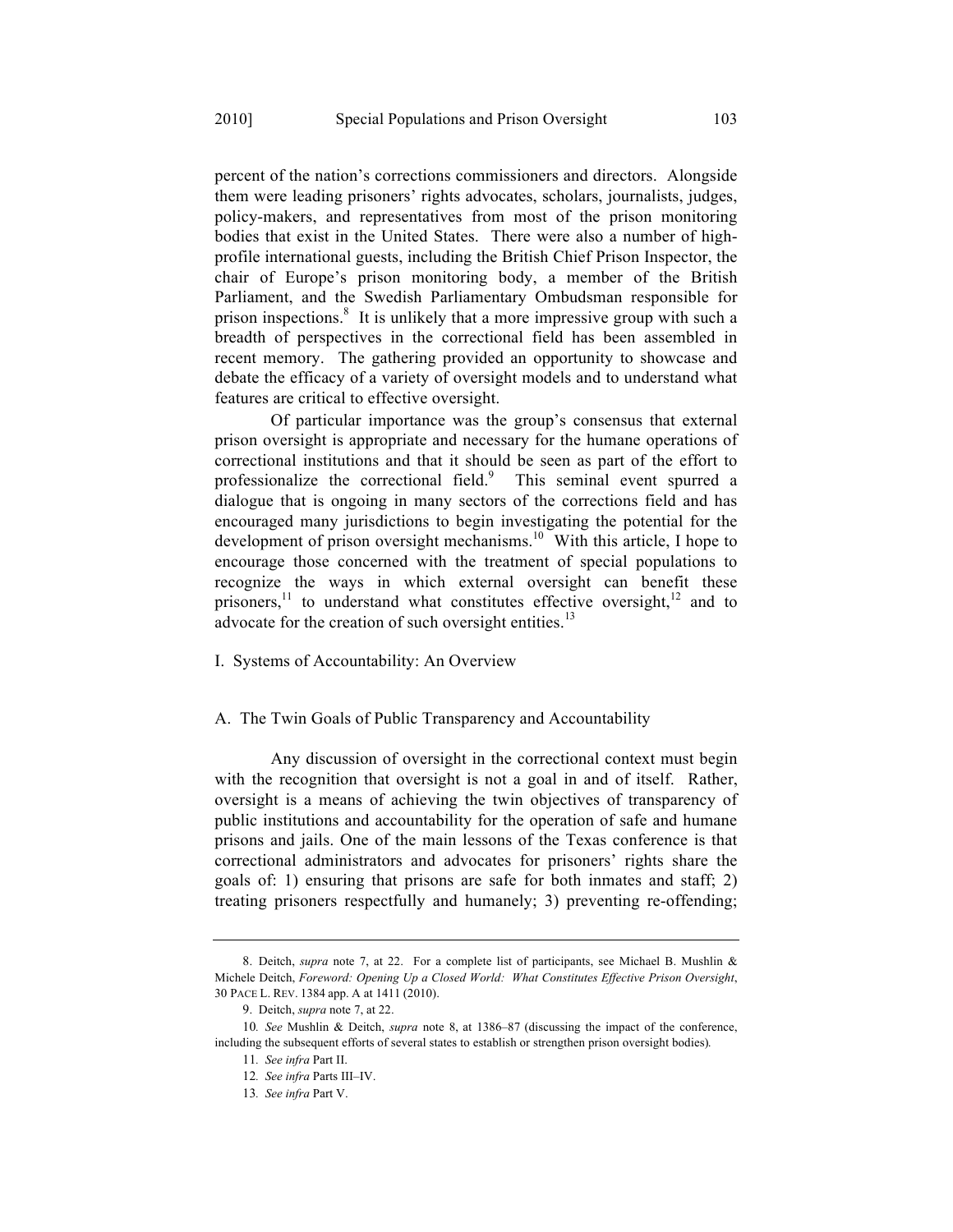percent of the nation's corrections commissioners and directors. Alongside them were leading prisoners' rights advocates, scholars, journalists, judges, policy-makers, and representatives from most of the prison monitoring bodies that exist in the United States. There were also a number of high-profile international guests, including the British Chief Prison Inspector, the chair of Europe's prison monitoring body, a member of the British Parliament, and the Swedish Parliamentary Ombudsman responsible for prison inspections.[8] It is unlikely that a more impressive group with such a breadth of perspectives in the correctional field has been assembled in recent memory. The gathering provided an opportunity to showcase and debate the efficacy of a variety of oversight models and to understand what features are critical to effective oversight.

Of particular importance was the group's consensus that external prison oversight is appropriate and necessary for the humane operations of correctional institutions and that it should be seen as part of the effort to professionalize the correctional field.[9] This seminal event spurred a dialogue that is ongoing in many sectors of the corrections field and has encouraged many jurisdictions to begin investigating the potential for the development of prison oversight mechanisms.[10] With this article, I hope to encourage those concerned with the treatment of special populations to recognize the ways in which external oversight can benefit these prisoners,[11] to understand what constitutes effective oversight,[12] and to advocate for the creation of such oversight entities.[13]

## I. Systems of Accountability: An Overview

### A. The Twin Goals of Public Transparency and Accountability

Any discussion of oversight in the correctional context must begin with the recognition that oversight is not a goal in and of itself. Rather, oversight is a means of achieving the twin objectives of transparency of public institutions and accountability for the operation of safe and humane prisons and jails. One of the main lessons of the Texas conference is that correctional administrators and advocates for prisoners' rights share the goals of: 1) ensuring that prisons are safe for both inmates and staff; 2) treating prisoners respectfully and humanely; 3) preventing re-offending;

---

8. Deitch, *supra* note 7, at 22. For a complete list of participants, see Michael B. Mushlin & Michele Deitch, *Foreword: Opening Up a Closed World: What Constitutes Effective Prison Oversight*, 30 PACE L. REV. 1384 app. A at 1411 (2010).

9. Deitch, *supra* note 7, at 22.

10. *See* Mushlin & Deitch, *supra* note 8, at 1386–87 (discussing the impact of the conference, including the subsequent efforts of several states to establish or strengthen prison oversight bodies).

11. *See infra* Part II.

12. *See infra* Parts III–IV.

13. *See infra* Part V.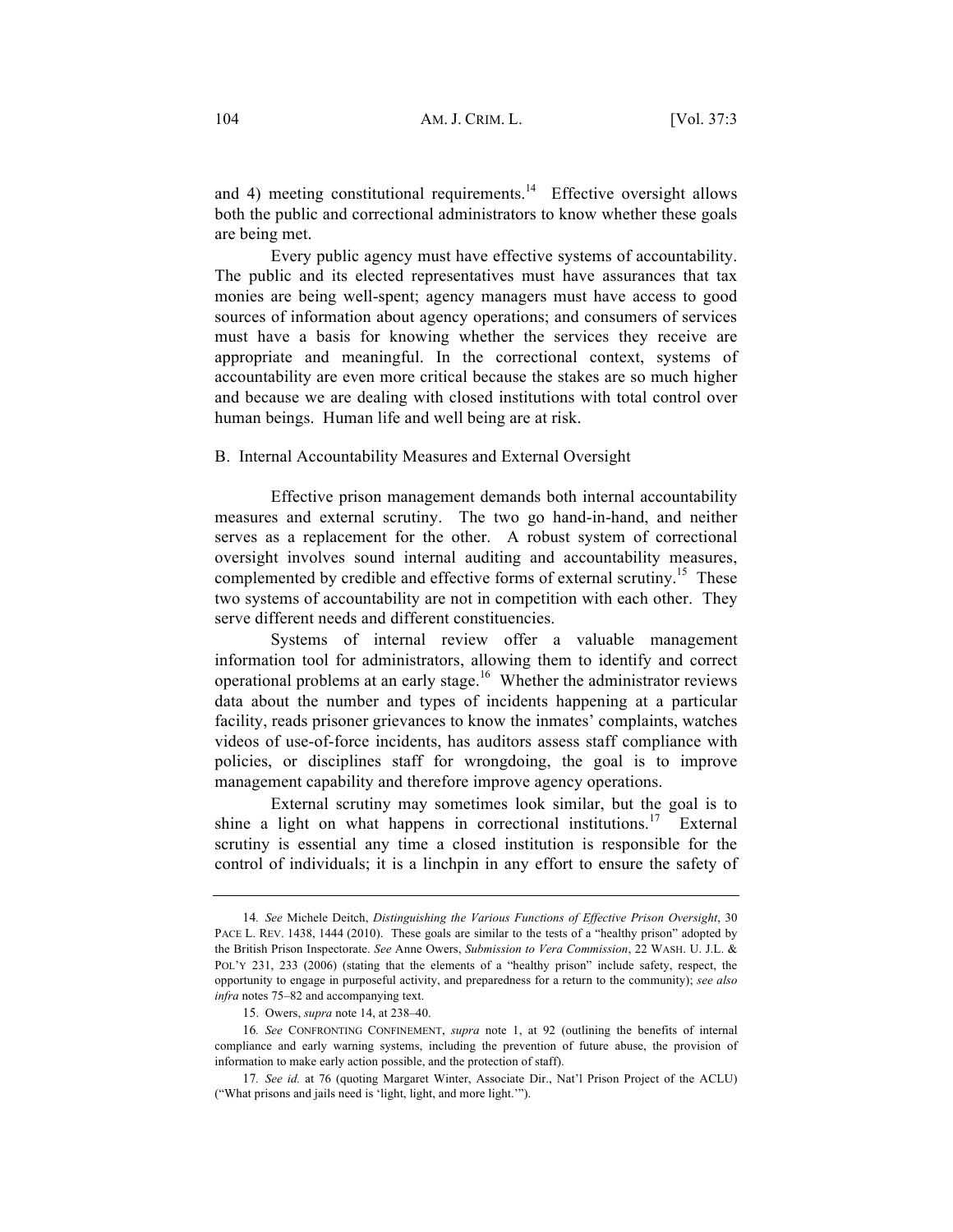and 4) meeting constitutional requirements.[14] Effective oversight allows both the public and correctional administrators to know whether these goals are being met.

Every public agency must have effective systems of accountability. The public and its elected representatives must have assurances that tax monies are being well-spent; agency managers must have access to good sources of information about agency operations; and consumers of services must have a basis for knowing whether the services they receive are appropriate and meaningful. In the correctional context, systems of accountability are even more critical because the stakes are so much higher and because we are dealing with closed institutions with total control over human beings. Human life and well being are at risk.

## B. Internal Accountability Measures and External Oversight

Effective prison management demands both internal accountability measures and external scrutiny. The two go hand-in-hand, and neither serves as a replacement for the other. A robust system of correctional oversight involves sound internal auditing and accountability measures, complemented by credible and effective forms of external scrutiny.[15] These two systems of accountability are not in competition with each other. They serve different needs and different constituencies.

Systems of internal review offer a valuable management information tool for administrators, allowing them to identify and correct operational problems at an early stage.[16] Whether the administrator reviews data about the number and types of incidents happening at a particular facility, reads prisoner grievances to know the inmates' complaints, watches videos of use-of-force incidents, has auditors assess staff compliance with policies, or disciplines staff for wrongdoing, the goal is to improve management capability and therefore improve agency operations.

External scrutiny may sometimes look similar, but the goal is to shine a light on what happens in correctional institutions.[17] External scrutiny is essential any time a closed institution is responsible for the control of individuals; it is a linchpin in any effort to ensure the safety of

---

14. *See* Michele Deitch, *Distinguishing the Various Functions of Effective Prison Oversight*, 30 PACE L. REV. 1438, 1444 (2010). These goals are similar to the tests of a "healthy prison" adopted by the British Prison Inspectorate. *See* Anne Owers, *Submission to Vera Commission*, 22 WASH. U. J.L. & POL'Y 231, 233 (2006) (stating that the elements of a "healthy prison" include safety, respect, the opportunity to engage in purposeful activity, and preparedness for a return to the community); *see also infra* notes 75–82 and accompanying text.

15. Owers, *supra* note 14, at 238–40.

16. *See* CONFRONTING CONFINEMENT, *supra* note 1, at 92 (outlining the benefits of internal compliance and early warning systems, including the prevention of future abuse, the provision of information to make early action possible, and the protection of staff).

17. *See id.* at 76 (quoting Margaret Winter, Associate Dir., Nat'l Prison Project of the ACLU) ("What prisons and jails need is 'light, light, and more light.'").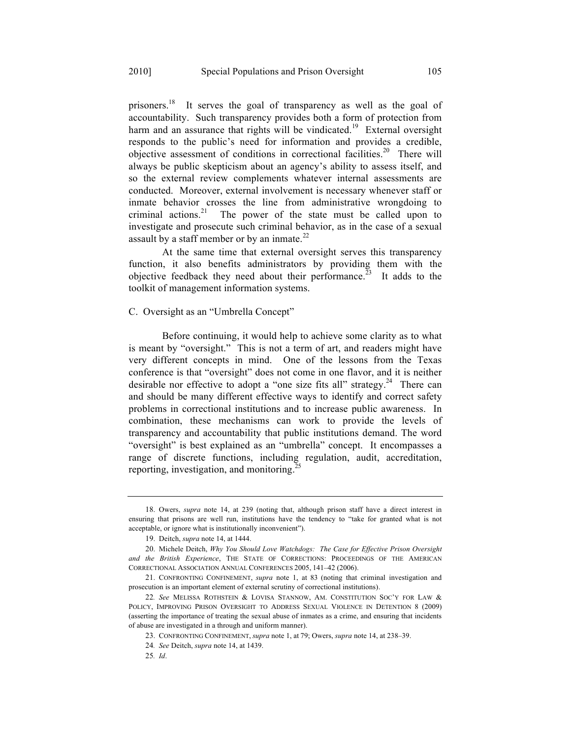prisoners.[18] It serves the goal of transparency as well as the goal of accountability. Such transparency provides both a form of protection from harm and an assurance that rights will be vindicated.[19] External oversight responds to the public's need for information and provides a credible, objective assessment of conditions in correctional facilities.[20] There will always be public skepticism about an agency's ability to assess itself, and so the external review complements whatever internal assessments are conducted. Moreover, external involvement is necessary whenever staff or inmate behavior crosses the line from administrative wrongdoing to criminal actions.[21] The power of the state must be called upon to investigate and prosecute such criminal behavior, as in the case of a sexual assault by a staff member or by an inmate.[22]

At the same time that external oversight serves this transparency function, it also benefits administrators by providing them with the objective feedback they need about their performance.[23] It adds to the toolkit of management information systems.

### C. Oversight as an "Umbrella Concept"

Before continuing, it would help to achieve some clarity as to what is meant by "oversight." This is not a term of art, and readers might have very different concepts in mind. One of the lessons from the Texas conference is that "oversight" does not come in one flavor, and it is neither desirable nor effective to adopt a "one size fits all" strategy.[24] There can and should be many different effective ways to identify and correct safety problems in correctional institutions and to increase public awareness. In combination, these mechanisms can work to provide the levels of transparency and accountability that public institutions demand. The word "oversight" is best explained as an "umbrella" concept. It encompasses a range of discrete functions, including regulation, audit, accreditation, reporting, investigation, and monitoring.[25]

---

18. Owers, *supra* note 14, at 239 (noting that, although prison staff have a direct interest in ensuring that prisons are well run, institutions have the tendency to "take for granted what is not acceptable, or ignore what is institutionally inconvenient").

19. Deitch, *supra* note 14, at 1444.

20. Michele Deitch, *Why You Should Love Watchdogs: The Case for Effective Prison Oversight and the British Experience*, THE STATE OF CORRECTIONS: PROCEEDINGS OF THE AMERICAN CORRECTIONAL ASSOCIATION ANNUAL CONFERENCES 2005, 141–42 (2006).

21. CONFRONTING CONFINEMENT, *supra* note 1, at 83 (noting that criminal investigation and prosecution is an important element of external scrutiny of correctional institutions).

22. *See* MELISSA ROTHSTEIN & LOVISA STANNOW, AM. CONSTITUTION SOC'Y FOR LAW & POLICY, IMPROVING PRISON OVERSIGHT TO ADDRESS SEXUAL VIOLENCE IN DETENTION 8 (2009) (asserting the importance of treating the sexual abuse of inmates as a crime, and ensuring that incidents of abuse are investigated in a through and uniform manner).

23. CONFRONTING CONFINEMENT, *supra* note 1, at 79; Owers, *supra* note 14, at 238–39.

24. *See* Deitch, *supra* note 14, at 1439.

25. *Id*.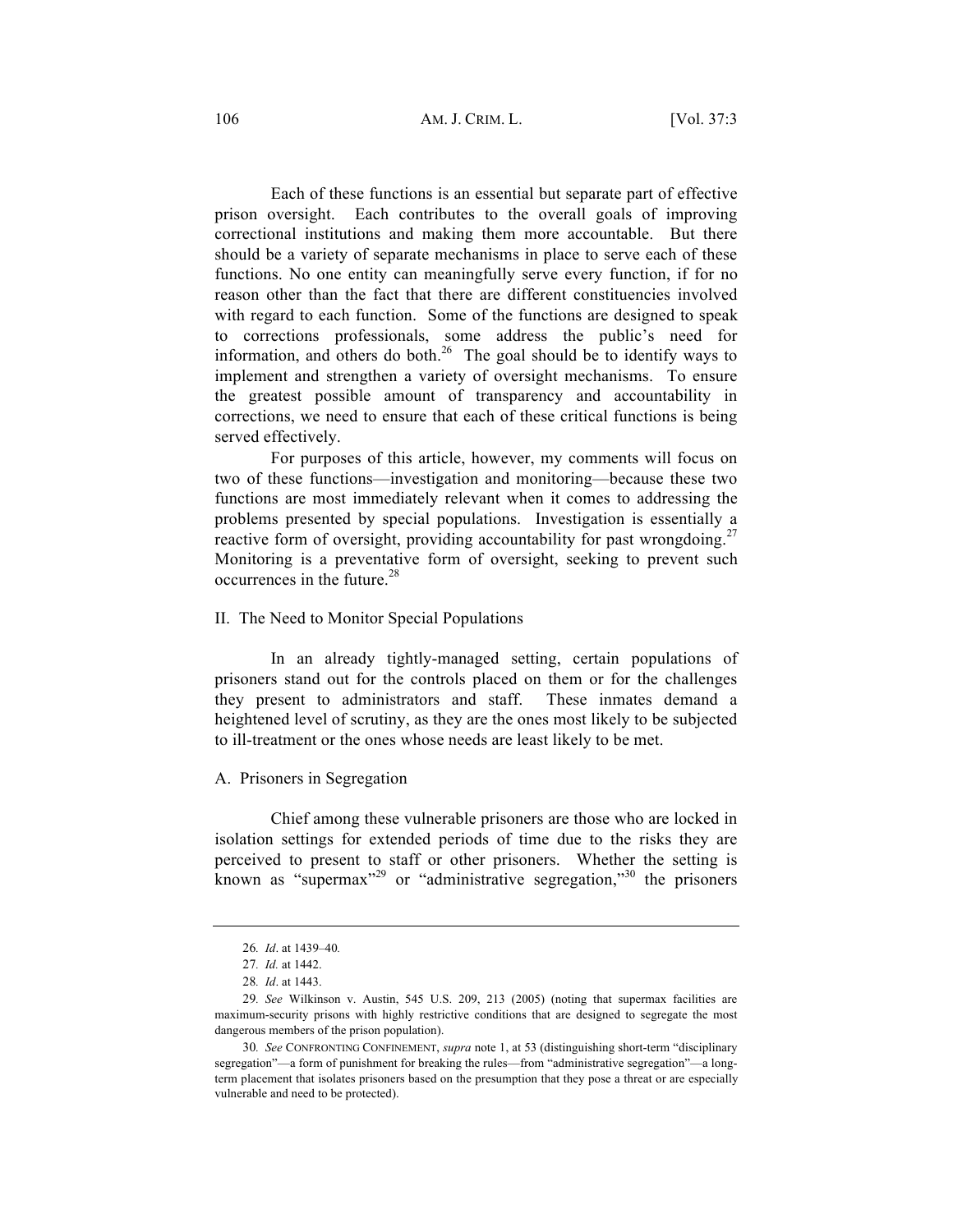Each of these functions is an essential but separate part of effective prison oversight. Each contributes to the overall goals of improving correctional institutions and making them more accountable. But there should be a variety of separate mechanisms in place to serve each of these functions. No one entity can meaningfully serve every function, if for no reason other than the fact that there are different constituencies involved with regard to each function. Some of the functions are designed to speak to corrections professionals, some address the public's need for information, and others do both.[26] The goal should be to identify ways to implement and strengthen a variety of oversight mechanisms. To ensure the greatest possible amount of transparency and accountability in corrections, we need to ensure that each of these critical functions is being served effectively.

For purposes of this article, however, my comments will focus on two of these functions—investigation and monitoring—because these two functions are most immediately relevant when it comes to addressing the problems presented by special populations. Investigation is essentially a reactive form of oversight, providing accountability for past wrongdoing.[27] Monitoring is a preventative form of oversight, seeking to prevent such occurrences in the future.[28]

## II. The Need to Monitor Special Populations

In an already tightly-managed setting, certain populations of prisoners stand out for the controls placed on them or for the challenges they present to administrators and staff. These inmates demand a heightened level of scrutiny, as they are the ones most likely to be subjected to ill-treatment or the ones whose needs are least likely to be met.

### A. Prisoners in Segregation

Chief among these vulnerable prisoners are those who are locked in isolation settings for extended periods of time due to the risks they are perceived to present to staff or other prisoners. Whether the setting is known as "supermax"[29] or "administrative segregation,"[30] the prisoners

---

26. *Id*. at 1439–40.

27. *Id.* at 1442.

28. *Id*. at 1443.

29. *See* Wilkinson v. Austin, 545 U.S. 209, 213 (2005) (noting that supermax facilities are maximum-security prisons with highly restrictive conditions that are designed to segregate the most dangerous members of the prison population).

30. *See* CONFRONTING CONFINEMENT, *supra* note 1, at 53 (distinguishing short-term "disciplinary segregation"—a form of punishment for breaking the rules—from "administrative segregation"—a long-term placement that isolates prisoners based on the presumption that they pose a threat or are especially vulnerable and need to be protected).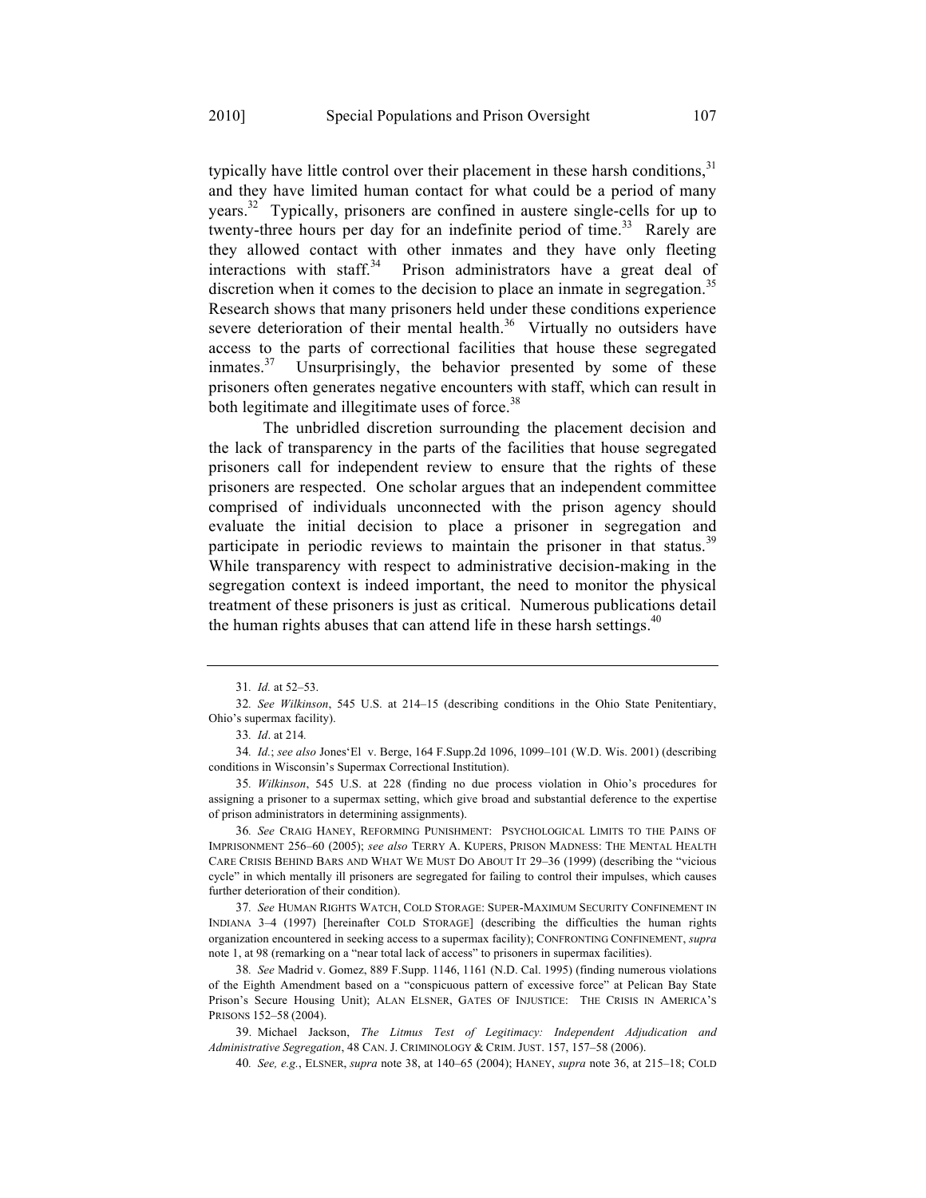typically have little control over their placement in these harsh conditions,[31] and they have limited human contact for what could be a period of many years.[32] Typically, prisoners are confined in austere single-cells for up to twenty-three hours per day for an indefinite period of time.[33] Rarely are they allowed contact with other inmates and they have only fleeting interactions with staff.[34] Prison administrators have a great deal of discretion when it comes to the decision to place an inmate in segregation.[35] Research shows that many prisoners held under these conditions experience severe deterioration of their mental health.[36] Virtually no outsiders have access to the parts of correctional facilities that house these segregated inmates.[37] Unsurprisingly, the behavior presented by some of these prisoners often generates negative encounters with staff, which can result in both legitimate and illegitimate uses of force.[38]

The unbridled discretion surrounding the placement decision and the lack of transparency in the parts of the facilities that house segregated prisoners call for independent review to ensure that the rights of these prisoners are respected. One scholar argues that an independent committee comprised of individuals unconnected with the prison agency should evaluate the initial decision to place a prisoner in segregation and participate in periodic reviews to maintain the prisoner in that status.[39] While transparency with respect to administrative decision-making in the segregation context is indeed important, the need to monitor the physical treatment of these prisoners is just as critical. Numerous publications detail the human rights abuses that can attend life in these harsh settings.[40]

---

31. *Id.* at 52–53.

32. *See Wilkinson*, 545 U.S. at 214–15 (describing conditions in the Ohio State Penitentiary, Ohio's supermax facility).

33. *Id*. at 214.

34. *Id.*; *see also* Jones'El v. Berge, 164 F.Supp.2d 1096, 1099–101 (W.D. Wis. 2001) (describing conditions in Wisconsin's Supermax Correctional Institution).

35. *Wilkinson*, 545 U.S. at 228 (finding no due process violation in Ohio's procedures for assigning a prisoner to a supermax setting, which give broad and substantial deference to the expertise of prison administrators in determining assignments).

36. *See* CRAIG HANEY, REFORMING PUNISHMENT: PSYCHOLOGICAL LIMITS TO THE PAINS OF IMPRISONMENT 256–60 (2005); *see also* TERRY A. KUPERS, PRISON MADNESS: THE MENTAL HEALTH CARE CRISIS BEHIND BARS AND WHAT WE MUST DO ABOUT IT 29–36 (1999) (describing the "vicious cycle" in which mentally ill prisoners are segregated for failing to control their impulses, which causes further deterioration of their condition).

37. *See* HUMAN RIGHTS WATCH, COLD STORAGE: SUPER-MAXIMUM SECURITY CONFINEMENT IN INDIANA 3–4 (1997) [hereinafter COLD STORAGE] (describing the difficulties the human rights organization encountered in seeking access to a supermax facility); CONFRONTING CONFINEMENT, *supra* note 1, at 98 (remarking on a "near total lack of access" to prisoners in supermax facilities).

38. *See* Madrid v. Gomez, 889 F.Supp. 1146, 1161 (N.D. Cal. 1995) (finding numerous violations of the Eighth Amendment based on a "conspicuous pattern of excessive force" at Pelican Bay State Prison's Secure Housing Unit); ALAN ELSNER, GATES OF INJUSTICE: THE CRISIS IN AMERICA'S PRISONS 152–58 (2004).

39. Michael Jackson, *The Litmus Test of Legitimacy: Independent Adjudication and Administrative Segregation*, 48 CAN. J. CRIMINOLOGY & CRIM. JUST. 157, 157–58 (2006).

40. *See, e.g.*, ELSNER, *supra* note 38, at 140–65 (2004); HANEY, *supra* note 36, at 215–18; COLD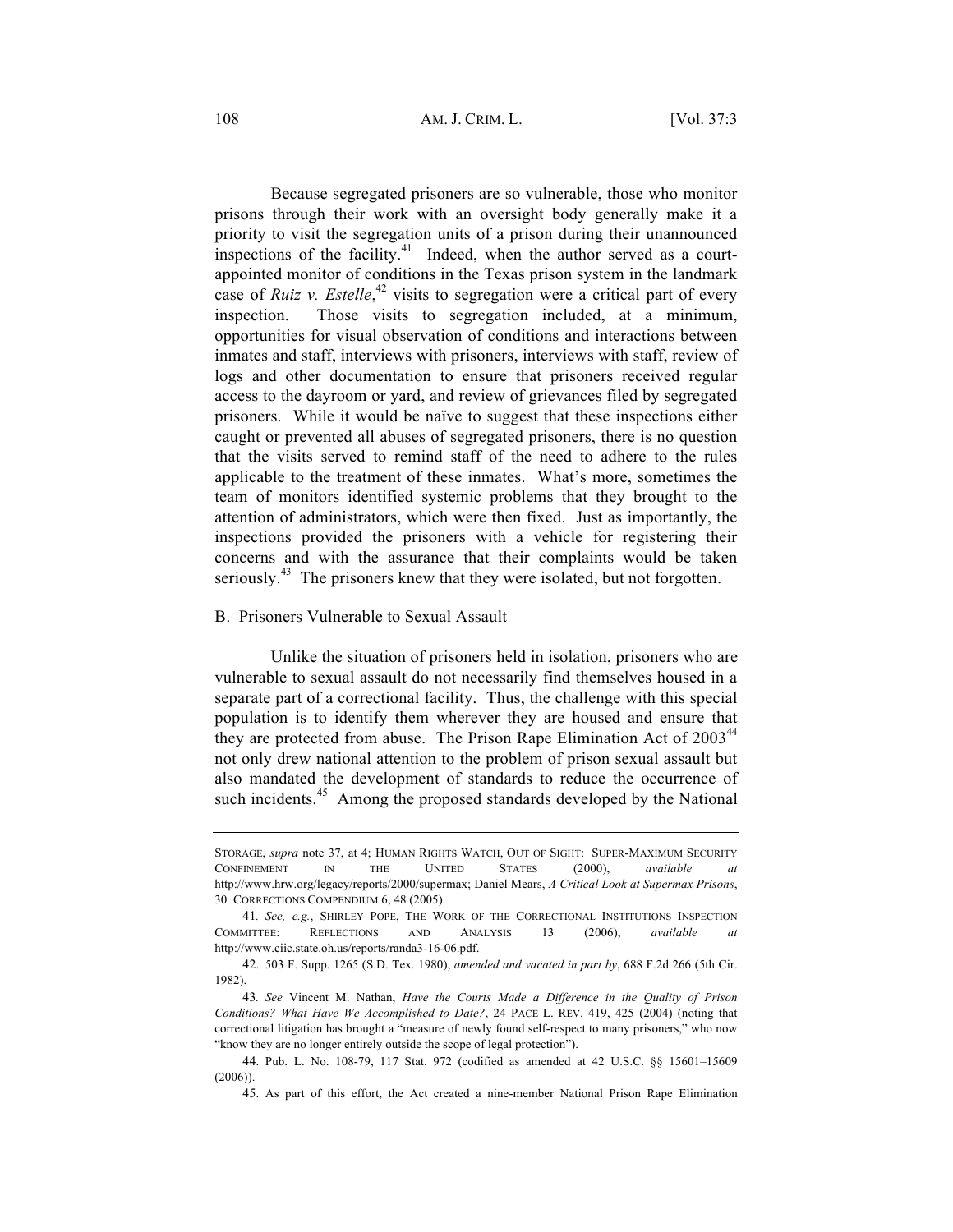Because segregated prisoners are so vulnerable, those who monitor prisons through their work with an oversight body generally make it a priority to visit the segregation units of a prison during their unannounced inspections of the facility.[41] Indeed, when the author served as a court-appointed monitor of conditions in the Texas prison system in the landmark case of *Ruiz v. Estelle*,[42] visits to segregation were a critical part of every inspection. Those visits to segregation included, at a minimum, opportunities for visual observation of conditions and interactions between inmates and staff, interviews with prisoners, interviews with staff, review of logs and other documentation to ensure that prisoners received regular access to the dayroom or yard, and review of grievances filed by segregated prisoners. While it would be naïve to suggest that these inspections either caught or prevented all abuses of segregated prisoners, there is no question that the visits served to remind staff of the need to adhere to the rules applicable to the treatment of these inmates. What's more, sometimes the team of monitors identified systemic problems that they brought to the attention of administrators, which were then fixed. Just as importantly, the inspections provided the prisoners with a vehicle for registering their concerns and with the assurance that their complaints would be taken seriously.[43] The prisoners knew that they were isolated, but not forgotten.

## B. Prisoners Vulnerable to Sexual Assault

Unlike the situation of prisoners held in isolation, prisoners who are vulnerable to sexual assault do not necessarily find themselves housed in a separate part of a correctional facility. Thus, the challenge with this special population is to identify them wherever they are housed and ensure that they are protected from abuse. The Prison Rape Elimination Act of 2003[44] not only drew national attention to the problem of prison sexual assault but also mandated the development of standards to reduce the occurrence of such incidents.[45] Among the proposed standards developed by the National

---

STORAGE, *supra* note 37, at 4; HUMAN RIGHTS WATCH, OUT OF SIGHT: SUPER-MAXIMUM SECURITY CONFINEMENT IN THE UNITED STATES (2000), *available at* http://www.hrw.org/legacy/reports/2000/supermax; Daniel Mears, *A Critical Look at Supermax Prisons*, 30 CORRECTIONS COMPENDIUM 6, 48 (2005).

41. *See, e.g.*, SHIRLEY POPE, THE WORK OF THE CORRECTIONAL INSTITUTIONS INSPECTION COMMITTEE: REFLECTIONS AND ANALYSIS 13 (2006), *available at* http://www.ciic.state.oh.us/reports/randa3-16-06.pdf.

42. 503 F. Supp. 1265 (S.D. Tex. 1980), *amended and vacated in part by*, 688 F.2d 266 (5th Cir. 1982).

43. *See* Vincent M. Nathan, *Have the Courts Made a Difference in the Quality of Prison Conditions? What Have We Accomplished to Date?*, 24 PACE L. REV. 419, 425 (2004) (noting that correctional litigation has brought a "measure of newly found self-respect to many prisoners," who now "know they are no longer entirely outside the scope of legal protection").

44. Pub. L. No. 108-79, 117 Stat. 972 (codified as amended at 42 U.S.C. §§ 15601–15609 (2006)).

45. As part of this effort, the Act created a nine-member National Prison Rape Elimination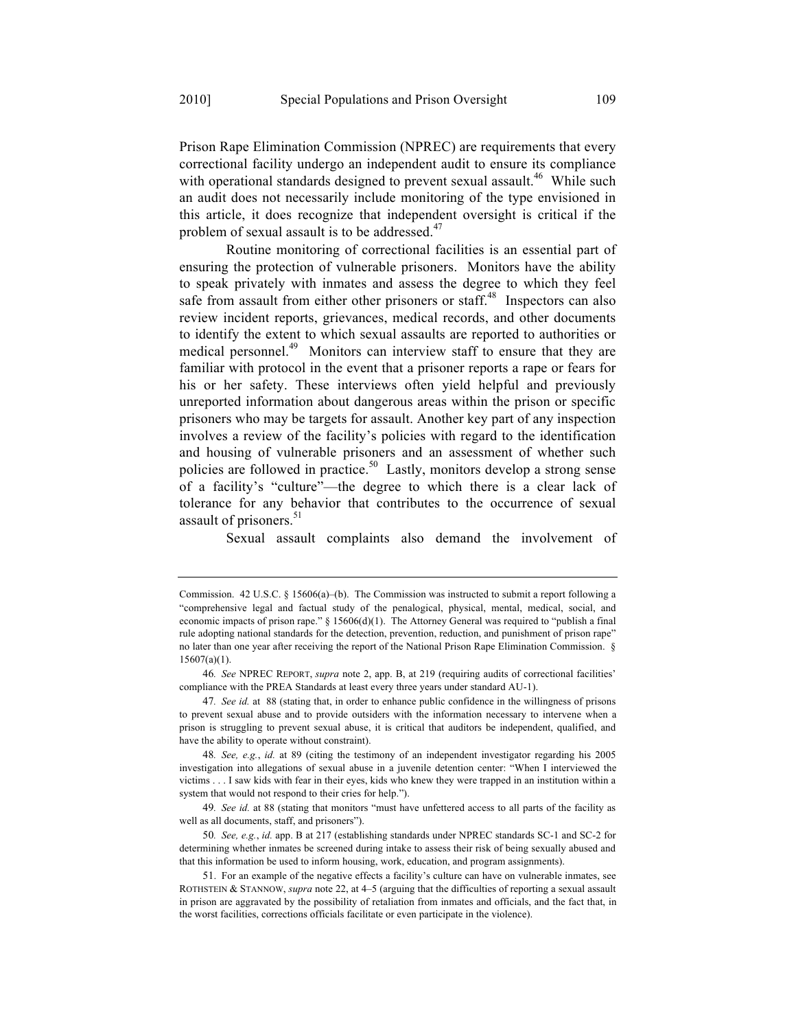Prison Rape Elimination Commission (NPREC) are requirements that every correctional facility undergo an independent audit to ensure its compliance with operational standards designed to prevent sexual assault.[46] While such an audit does not necessarily include monitoring of the type envisioned in this article, it does recognize that independent oversight is critical if the problem of sexual assault is to be addressed.[47]

Routine monitoring of correctional facilities is an essential part of ensuring the protection of vulnerable prisoners. Monitors have the ability to speak privately with inmates and assess the degree to which they feel safe from assault from either other prisoners or staff.[48] Inspectors can also review incident reports, grievances, medical records, and other documents to identify the extent to which sexual assaults are reported to authorities or medical personnel.[49] Monitors can interview staff to ensure that they are familiar with protocol in the event that a prisoner reports a rape or fears for his or her safety. These interviews often yield helpful and previously unreported information about dangerous areas within the prison or specific prisoners who may be targets for assault. Another key part of any inspection involves a review of the facility's policies with regard to the identification and housing of vulnerable prisoners and an assessment of whether such policies are followed in practice.[50] Lastly, monitors develop a strong sense of a facility's "culture"—the degree to which there is a clear lack of tolerance for any behavior that contributes to the occurrence of sexual assault of prisoners.[51]

Sexual assault complaints also demand the involvement of

---

Commission. 42 U.S.C. § 15606(a)–(b). The Commission was instructed to submit a report following a "comprehensive legal and factual study of the penalogical, physical, mental, medical, social, and economic impacts of prison rape." § 15606(d)(1). The Attorney General was required to "publish a final rule adopting national standards for the detection, prevention, reduction, and punishment of prison rape" no later than one year after receiving the report of the National Prison Rape Elimination Commission. § 15607(a)(1).

46. *See* NPREC REPORT, *supra* note 2, app. B, at 219 (requiring audits of correctional facilities' compliance with the PREA Standards at least every three years under standard AU-1).

47. *See id.* at 88 (stating that, in order to enhance public confidence in the willingness of prisons to prevent sexual abuse and to provide outsiders with the information necessary to intervene when a prison is struggling to prevent sexual abuse, it is critical that auditors be independent, qualified, and have the ability to operate without constraint).

48. *See, e.g.*, *id.* at 89 (citing the testimony of an independent investigator regarding his 2005 investigation into allegations of sexual abuse in a juvenile detention center: "When I interviewed the victims . . . I saw kids with fear in their eyes, kids who knew they were trapped in an institution within a system that would not respond to their cries for help.").

49. *See id.* at 88 (stating that monitors "must have unfettered access to all parts of the facility as well as all documents, staff, and prisoners").

50. *See, e.g.*, *id.* app. B at 217 (establishing standards under NPREC standards SC-1 and SC-2 for determining whether inmates be screened during intake to assess their risk of being sexually abused and that this information be used to inform housing, work, education, and program assignments).

51. For an example of the negative effects a facility's culture can have on vulnerable inmates, see ROTHSTEIN & STANNOW, *supra* note 22, at 4–5 (arguing that the difficulties of reporting a sexual assault in prison are aggravated by the possibility of retaliation from inmates and officials, and the fact that, in the worst facilities, corrections officials facilitate or even participate in the violence).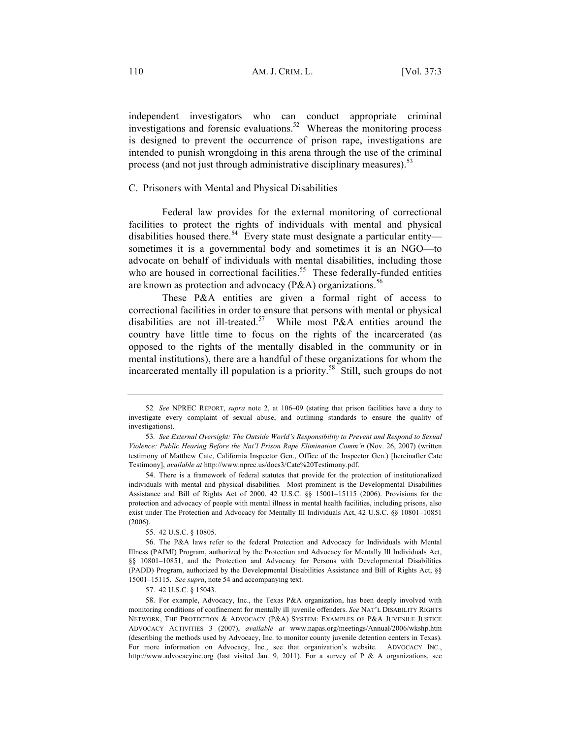independent investigators who can conduct appropriate criminal investigations and forensic evaluations.[52] Whereas the monitoring process is designed to prevent the occurrence of prison rape, investigations are intended to punish wrongdoing in this arena through the use of the criminal process (and not just through administrative disciplinary measures).[53]

### C. Prisoners with Mental and Physical Disabilities

Federal law provides for the external monitoring of correctional facilities to protect the rights of individuals with mental and physical disabilities housed there.[54] Every state must designate a particular entity—sometimes it is a governmental body and sometimes it is an NGO—to advocate on behalf of individuals with mental disabilities, including those who are housed in correctional facilities.[55] These federally-funded entities are known as protection and advocacy (P&A) organizations.[56]

These P&A entities are given a formal right of access to correctional facilities in order to ensure that persons with mental or physical disabilities are not ill-treated.[57] While most P&A entities around the country have little time to focus on the rights of the incarcerated (as opposed to the rights of the mentally disabled in the community or in mental institutions), there are a handful of these organizations for whom the incarcerated mentally ill population is a priority.[58] Still, such groups do not

---

52. *See* NPREC REPORT, *supra* note 2, at 106–09 (stating that prison facilities have a duty to investigate every complaint of sexual abuse, and outlining standards to ensure the quality of investigations).

53. *See External Oversight: The Outside World's Responsibility to Prevent and Respond to Sexual Violence: Public Hearing Before the Nat'l Prison Rape Elimination Comm'n* (Nov. 26, 2007) (written testimony of Matthew Cate, California Inspector Gen., Office of the Inspector Gen.) [hereinafter Cate Testimony], *available at* http://www.nprec.us/docs3/Cate%20Testimony.pdf.

54. There is a framework of federal statutes that provide for the protection of institutionalized individuals with mental and physical disabilities. Most prominent is the Developmental Disabilities Assistance and Bill of Rights Act of 2000, 42 U.S.C. §§ 15001–15115 (2006). Provisions for the protection and advocacy of people with mental illness in mental health facilities, including prisons, also exist under The Protection and Advocacy for Mentally Ill Individuals Act, 42 U.S.C. §§ 10801–10851 (2006).

55. 42 U.S.C. § 10805.

56. The P&A laws refer to the federal Protection and Advocacy for Individuals with Mental Illness (PAIMI) Program, authorized by the Protection and Advocacy for Mentally Ill Individuals Act, §§ 10801–10851, and the Protection and Advocacy for Persons with Developmental Disabilities (PADD) Program, authorized by the Developmental Disabilities Assistance and Bill of Rights Act, §§ 15001–15115. *See supra*, note 54 and accompanying text.

57. 42 U.S.C. § 15043.

58. For example, Advocacy, Inc., the Texas P&A organization, has been deeply involved with monitoring conditions of confinement for mentally ill juvenile offenders. *See* NAT'L DISABILITY RIGHTS NETWORK, THE PROTECTION & ADVOCACY (P&A) SYSTEM: EXAMPLES OF P&A JUVENILE JUSTICE ADVOCACY ACTIVITIES 3 (2007), *available at* www.napas.org/meetings/Annual/2006/wkshp.htm (describing the methods used by Advocacy, Inc. to monitor county juvenile detention centers in Texas). For more information on Advocacy, Inc., see that organization's website. ADVOCACY INC., http://www.advocacyinc.org (last visited Jan. 9, 2011). For a survey of P & A organizations, see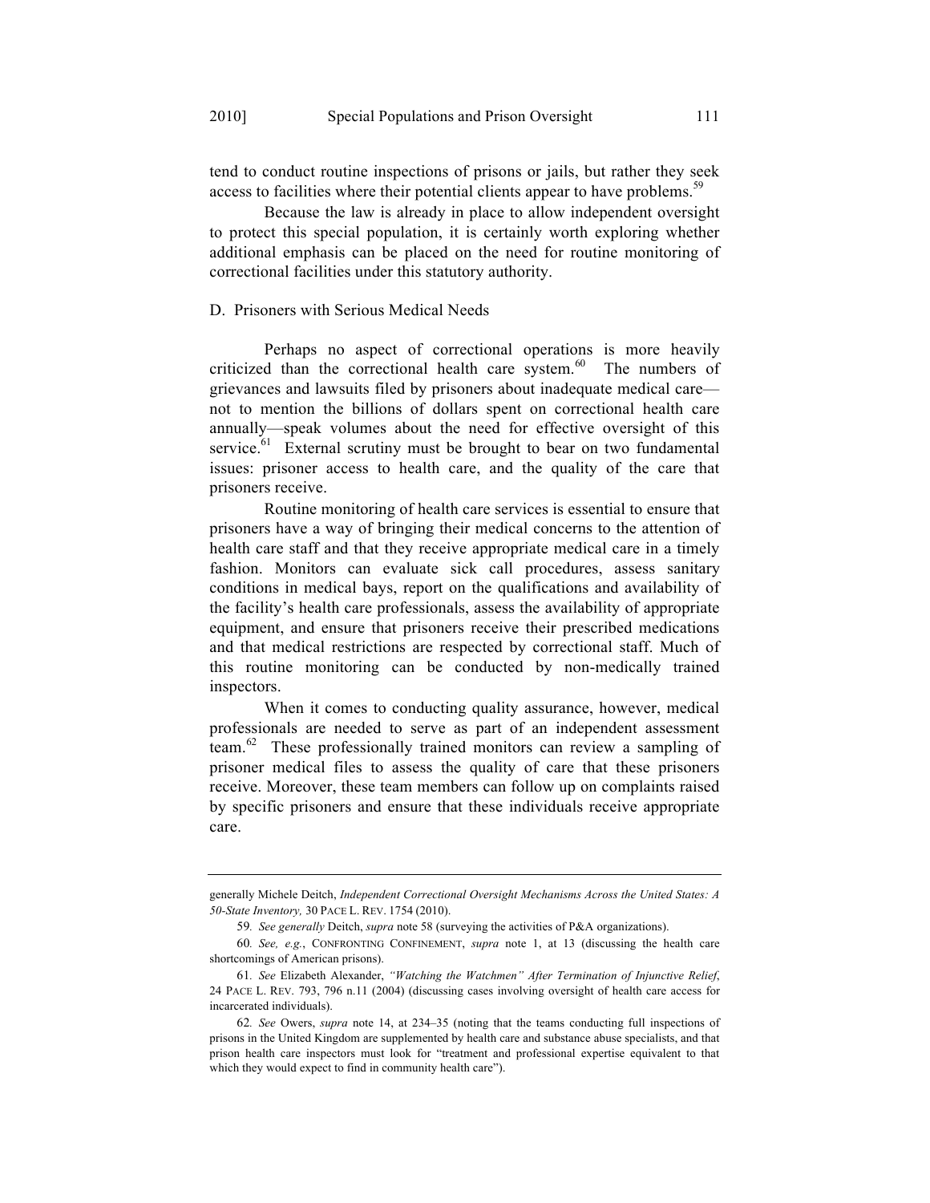tend to conduct routine inspections of prisons or jails, but rather they seek access to facilities where their potential clients appear to have problems.[59]

Because the law is already in place to allow independent oversight to protect this special population, it is certainly worth exploring whether additional emphasis can be placed on the need for routine monitoring of correctional facilities under this statutory authority.

### D. Prisoners with Serious Medical Needs

Perhaps no aspect of correctional operations is more heavily criticized than the correctional health care system.[60] The numbers of grievances and lawsuits filed by prisoners about inadequate medical care—not to mention the billions of dollars spent on correctional health care annually—speak volumes about the need for effective oversight of this service.[61] External scrutiny must be brought to bear on two fundamental issues: prisoner access to health care, and the quality of the care that prisoners receive.

Routine monitoring of health care services is essential to ensure that prisoners have a way of bringing their medical concerns to the attention of health care staff and that they receive appropriate medical care in a timely fashion. Monitors can evaluate sick call procedures, assess sanitary conditions in medical bays, report on the qualifications and availability of the facility's health care professionals, assess the availability of appropriate equipment, and ensure that prisoners receive their prescribed medications and that medical restrictions are respected by correctional staff. Much of this routine monitoring can be conducted by non-medically trained inspectors.

When it comes to conducting quality assurance, however, medical professionals are needed to serve as part of an independent assessment team.[62] These professionally trained monitors can review a sampling of prisoner medical files to assess the quality of care that these prisoners receive. Moreover, these team members can follow up on complaints raised by specific prisoners and ensure that these individuals receive appropriate care.

---

generally Michele Deitch, *Independent Correctional Oversight Mechanisms Across the United States: A 50-State Inventory,* 30 PACE L. REV. 1754 (2010).

59. *See generally* Deitch, *supra* note 58 (surveying the activities of P&A organizations).

60. *See, e.g.*, CONFRONTING CONFINEMENT, *supra* note 1, at 13 (discussing the health care shortcomings of American prisons).

61. *See* Elizabeth Alexander, *"Watching the Watchmen" After Termination of Injunctive Relief*, 24 PACE L. REV. 793, 796 n.11 (2004) (discussing cases involving oversight of health care access for incarcerated individuals).

62. *See* Owers, *supra* note 14, at 234–35 (noting that the teams conducting full inspections of prisons in the United Kingdom are supplemented by health care and substance abuse specialists, and that prison health care inspectors must look for "treatment and professional expertise equivalent to that which they would expect to find in community health care").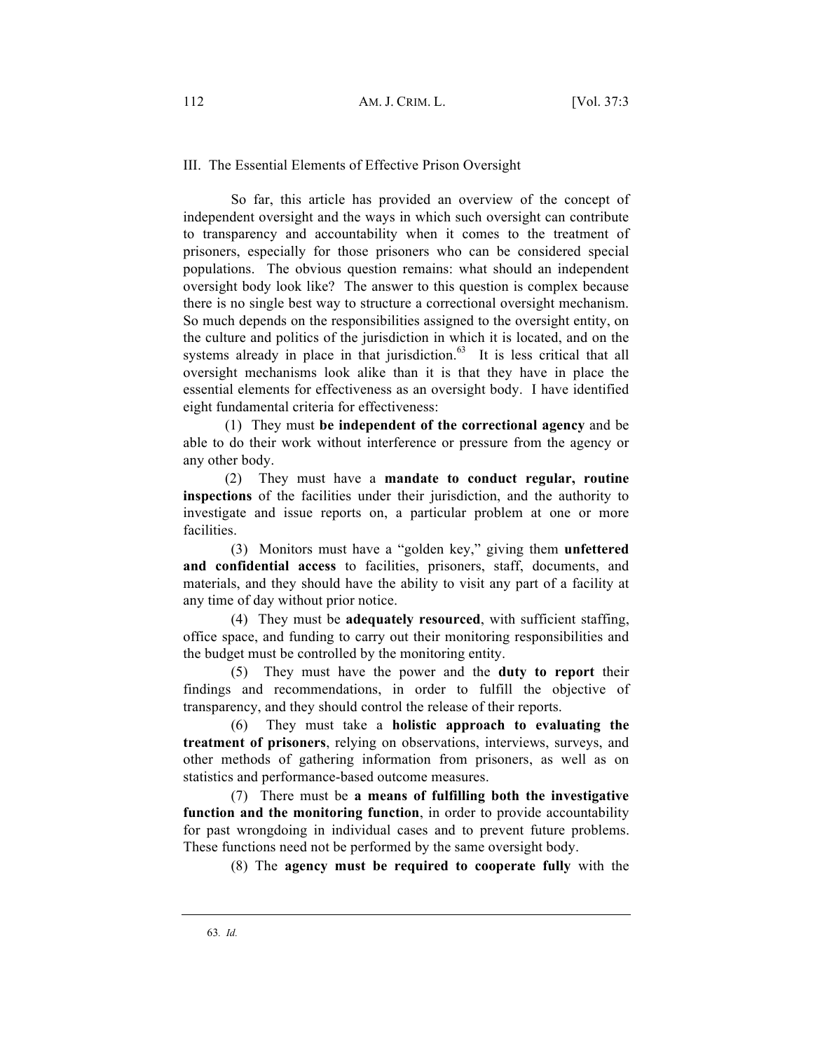## III. The Essential Elements of Effective Prison Oversight

So far, this article has provided an overview of the concept of independent oversight and the ways in which such oversight can contribute to transparency and accountability when it comes to the treatment of prisoners, especially for those prisoners who can be considered special populations. The obvious question remains: what should an independent oversight body look like? The answer to this question is complex because there is no single best way to structure a correctional oversight mechanism. So much depends on the responsibilities assigned to the oversight entity, on the culture and politics of the jurisdiction in which it is located, and on the systems already in place in that jurisdiction.[63] It is less critical that all oversight mechanisms look alike than it is that they have in place the essential elements for effectiveness as an oversight body. I have identified eight fundamental criteria for effectiveness:

(1) They must **be independent of the correctional agency** and be able to do their work without interference or pressure from the agency or any other body.

(2) They must have a **mandate to conduct regular, routine inspections** of the facilities under their jurisdiction, and the authority to investigate and issue reports on, a particular problem at one or more facilities.

(3) Monitors must have a "golden key," giving them **unfettered and confidential access** to facilities, prisoners, staff, documents, and materials, and they should have the ability to visit any part of a facility at any time of day without prior notice.

(4) They must be **adequately resourced**, with sufficient staffing, office space, and funding to carry out their monitoring responsibilities and the budget must be controlled by the monitoring entity.

(5) They must have the power and the **duty to report** their findings and recommendations, in order to fulfill the objective of transparency, and they should control the release of their reports.

(6) They must take a **holistic approach to evaluating the treatment of prisoners**, relying on observations, interviews, surveys, and other methods of gathering information from prisoners, as well as on statistics and performance-based outcome measures.

(7) There must be **a means of fulfilling both the investigative function and the monitoring function**, in order to provide accountability for past wrongdoing in individual cases and to prevent future problems. These functions need not be performed by the same oversight body.

(8) The **agency must be required to cooperate fully** with the

---

63. *Id.*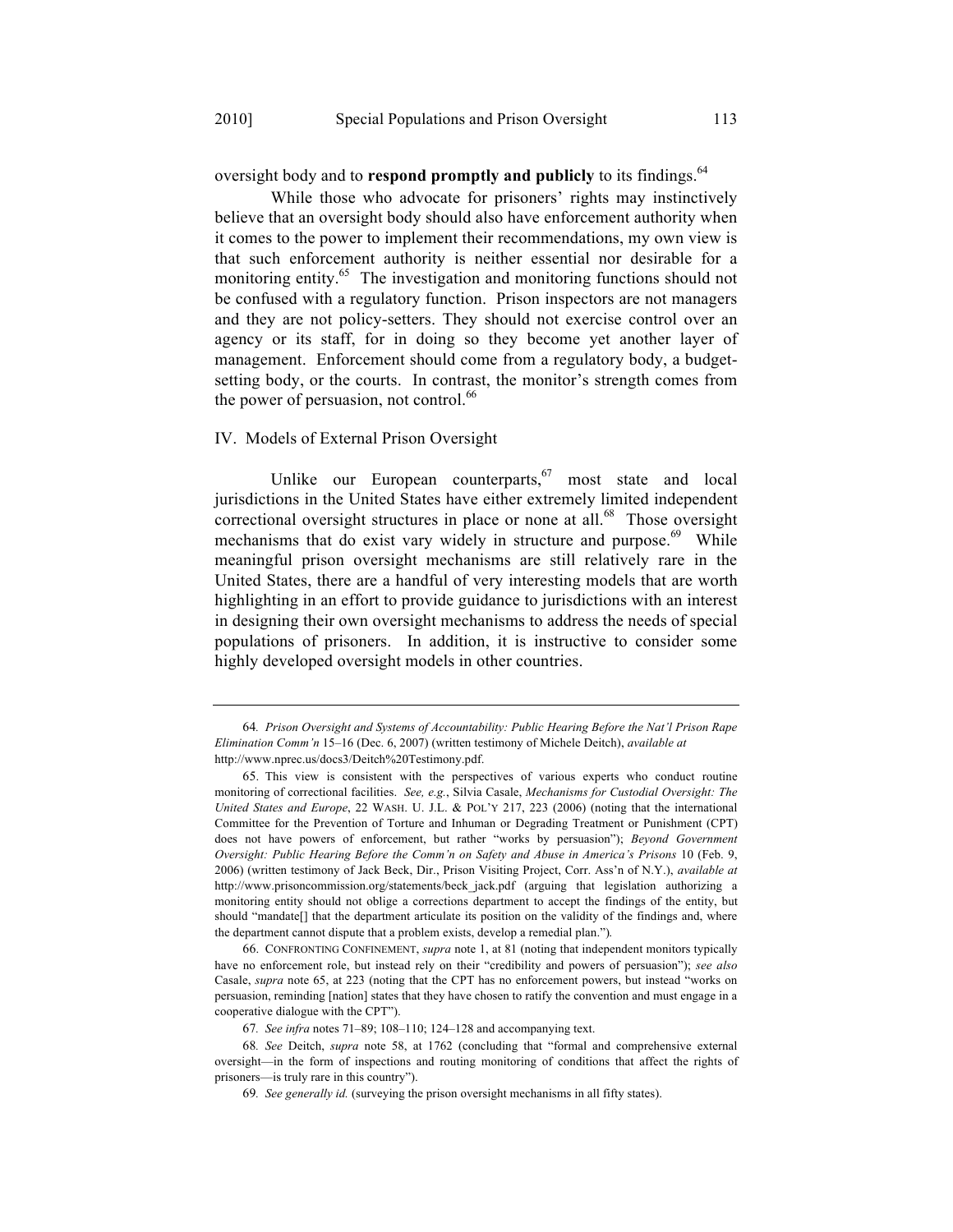oversight body and to **respond promptly and publicly** to its findings.[64]

While those who advocate for prisoners' rights may instinctively believe that an oversight body should also have enforcement authority when it comes to the power to implement their recommendations, my own view is that such enforcement authority is neither essential nor desirable for a monitoring entity.[65] The investigation and monitoring functions should not be confused with a regulatory function. Prison inspectors are not managers and they are not policy-setters. They should not exercise control over an agency or its staff, for in doing so they become yet another layer of management. Enforcement should come from a regulatory body, a budget-setting body, or the courts. In contrast, the monitor's strength comes from the power of persuasion, not control.[66]

## IV. Models of External Prison Oversight

Unlike our European counterparts,[67] most state and local jurisdictions in the United States have either extremely limited independent correctional oversight structures in place or none at all.[68] Those oversight mechanisms that do exist vary widely in structure and purpose.[69] While meaningful prison oversight mechanisms are still relatively rare in the United States, there are a handful of very interesting models that are worth highlighting in an effort to provide guidance to jurisdictions with an interest in designing their own oversight mechanisms to address the needs of special populations of prisoners. In addition, it is instructive to consider some highly developed oversight models in other countries.

---

64. *Prison Oversight and Systems of Accountability: Public Hearing Before the Nat'l Prison Rape Elimination Comm'n* 15–16 (Dec. 6, 2007) (written testimony of Michele Deitch), *available at* http://www.nprec.us/docs3/Deitch%20Testimony.pdf.

65. This view is consistent with the perspectives of various experts who conduct routine monitoring of correctional facilities. *See, e.g.*, Silvia Casale, *Mechanisms for Custodial Oversight: The United States and Europe*, 22 WASH. U. J.L. & POL'Y 217, 223 (2006) (noting that the international Committee for the Prevention of Torture and Inhuman or Degrading Treatment or Punishment (CPT) does not have powers of enforcement, but rather "works by persuasion"); *Beyond Government Oversight: Public Hearing Before the Comm'n on Safety and Abuse in America's Prisons* 10 (Feb. 9, 2006) (written testimony of Jack Beck, Dir., Prison Visiting Project, Corr. Ass'n of N.Y.), *available at* http://www.prisoncommission.org/statements/beck_jack.pdf (arguing that legislation authorizing a monitoring entity should not oblige a corrections department to accept the findings of the entity, but should "mandate[] that the department articulate its position on the validity of the findings and, where the department cannot dispute that a problem exists, develop a remedial plan.").

66. CONFRONTING CONFINEMENT, *supra* note 1, at 81 (noting that independent monitors typically have no enforcement role, but instead rely on their "credibility and powers of persuasion"); *see also* Casale, *supra* note 65, at 223 (noting that the CPT has no enforcement powers, but instead "works on persuasion, reminding [nation] states that they have chosen to ratify the convention and must engage in a cooperative dialogue with the CPT").

67. *See infra* notes 71–89; 108–110; 124–128 and accompanying text.

68. *See* Deitch, *supra* note 58, at 1762 (concluding that "formal and comprehensive external oversight—in the form of inspections and routing monitoring of conditions that affect the rights of prisoners—is truly rare in this country").

69. *See generally id.* (surveying the prison oversight mechanisms in all fifty states).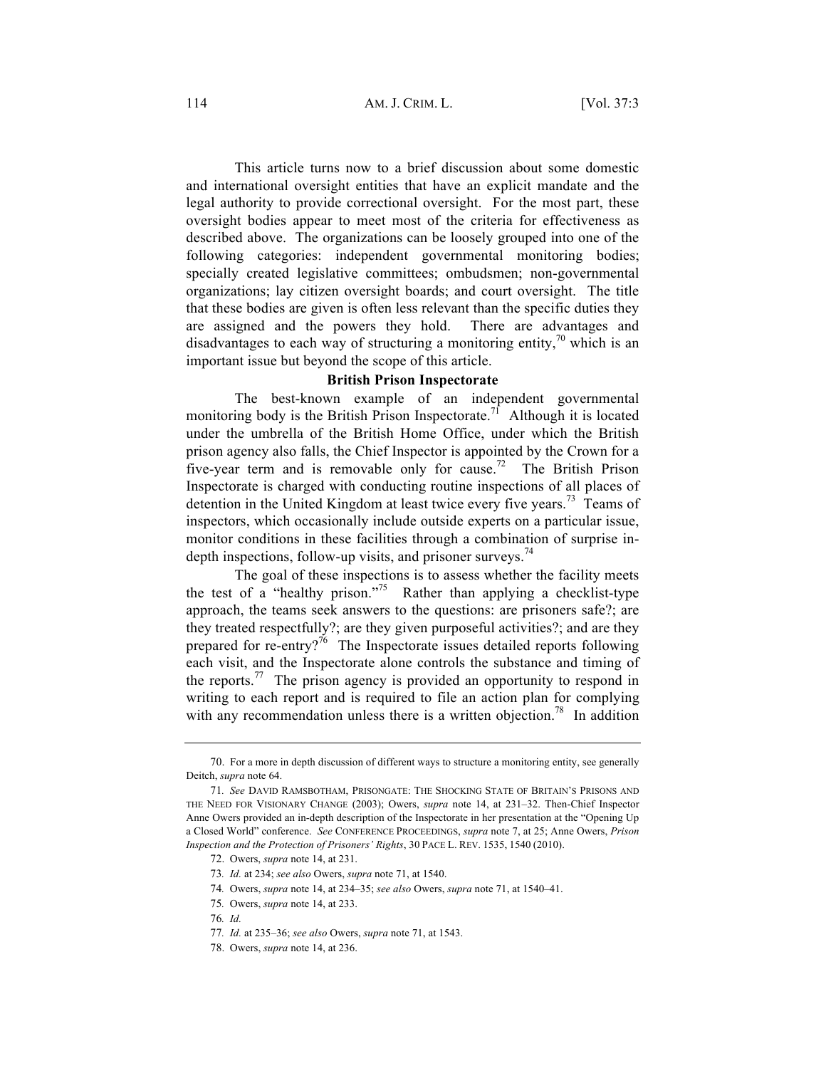This article turns now to a brief discussion about some domestic and international oversight entities that have an explicit mandate and the legal authority to provide correctional oversight. For the most part, these oversight bodies appear to meet most of the criteria for effectiveness as described above. The organizations can be loosely grouped into one of the following categories: independent governmental monitoring bodies; specially created legislative committees; ombudsmen; non-governmental organizations; lay citizen oversight boards; and court oversight. The title that these bodies are given is often less relevant than the specific duties they are assigned and the powers they hold. There are advantages and disadvantages to each way of structuring a monitoring entity,[70] which is an important issue but beyond the scope of this article.

**British Prison Inspectorate**

The best-known example of an independent governmental monitoring body is the British Prison Inspectorate.[71] Although it is located under the umbrella of the British Home Office, under which the British prison agency also falls, the Chief Inspector is appointed by the Crown for a five-year term and is removable only for cause.[72] The British Prison Inspectorate is charged with conducting routine inspections of all places of detention in the United Kingdom at least twice every five years.[73] Teams of inspectors, which occasionally include outside experts on a particular issue, monitor conditions in these facilities through a combination of surprise in-depth inspections, follow-up visits, and prisoner surveys.[74]

The goal of these inspections is to assess whether the facility meets the test of a "healthy prison."[75] Rather than applying a checklist-type approach, the teams seek answers to the questions: are prisoners safe?; are they treated respectfully?; are they given purposeful activities?; and are they prepared for re-entry?[76] The Inspectorate issues detailed reports following each visit, and the Inspectorate alone controls the substance and timing of the reports.[77] The prison agency is provided an opportunity to respond in writing to each report and is required to file an action plan for complying with any recommendation unless there is a written objection.[78] In addition

---

70. For a more in depth discussion of different ways to structure a monitoring entity, see generally Deitch, *supra* note 64.

71. *See* DAVID RAMSBOTHAM, PRISONGATE: THE SHOCKING STATE OF BRITAIN'S PRISONS AND THE NEED FOR VISIONARY CHANGE (2003); Owers, *supra* note 14, at 231–32. Then-Chief Inspector Anne Owers provided an in-depth description of the Inspectorate in her presentation at the "Opening Up a Closed World" conference. *See* CONFERENCE PROCEEDINGS, *supra* note 7, at 25; Anne Owers, *Prison Inspection and the Protection of Prisoners' Rights*, 30 PACE L. REV. 1535, 1540 (2010).

72. Owers, *supra* note 14, at 231.

73. *Id.* at 234; *see also* Owers, *supra* note 71, at 1540.

74. Owers, *supra* note 14, at 234–35; *see also* Owers, *supra* note 71, at 1540–41.

75. Owers, *supra* note 14, at 233.

76. *Id.*

77. *Id.* at 235–36; *see also* Owers, *supra* note 71, at 1543.

78. Owers, *supra* note 14, at 236.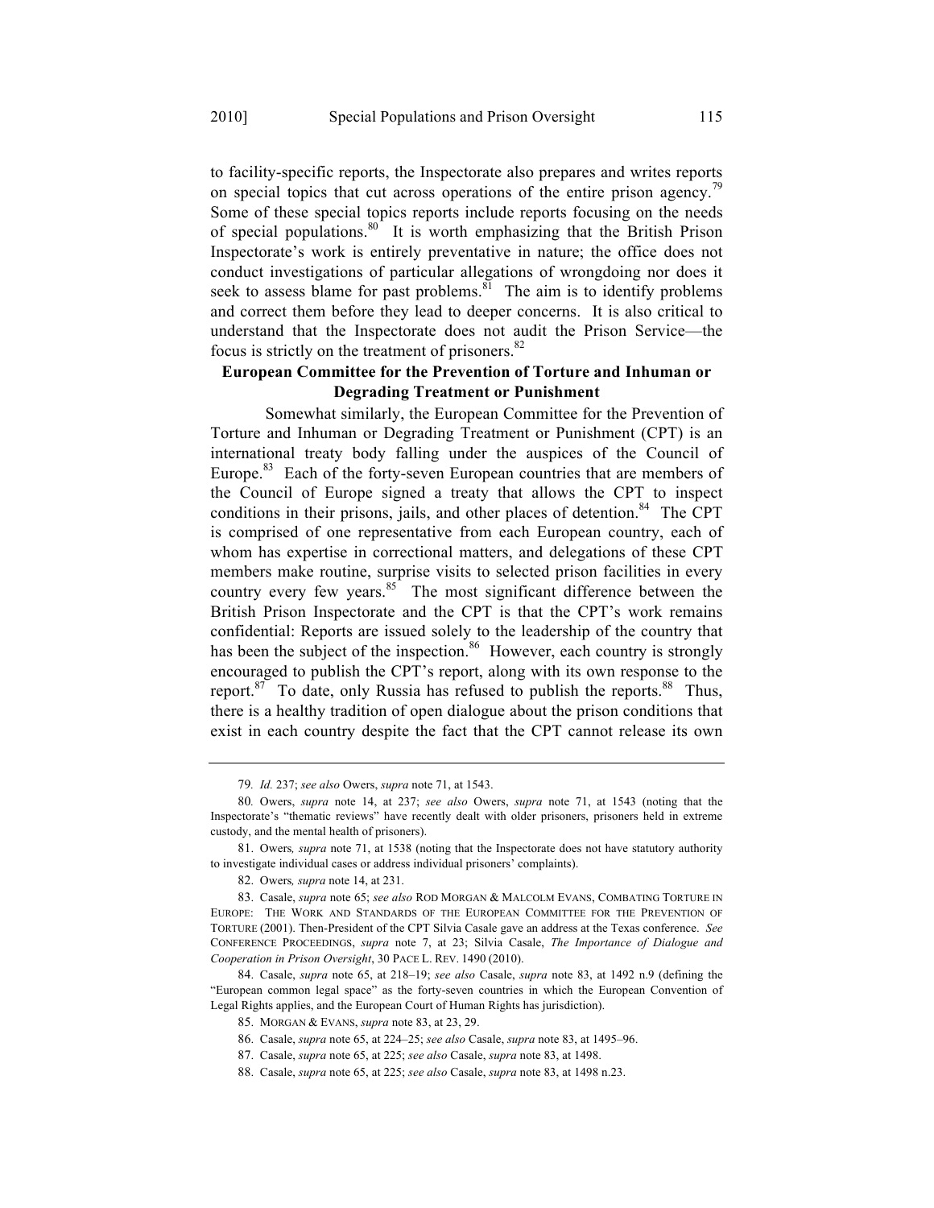to facility-specific reports, the Inspectorate also prepares and writes reports on special topics that cut across operations of the entire prison agency.[79] Some of these special topics reports include reports focusing on the needs of special populations.[80] It is worth emphasizing that the British Prison Inspectorate's work is entirely preventative in nature; the office does not conduct investigations of particular allegations of wrongdoing nor does it seek to assess blame for past problems.[81] The aim is to identify problems and correct them before they lead to deeper concerns. It is also critical to understand that the Inspectorate does not audit the Prison Service—the focus is strictly on the treatment of prisoners.[82]

## European Committee for the Prevention of Torture and Inhuman or Degrading Treatment or Punishment

Somewhat similarly, the European Committee for the Prevention of Torture and Inhuman or Degrading Treatment or Punishment (CPT) is an international treaty body falling under the auspices of the Council of Europe.[83] Each of the forty-seven European countries that are members of the Council of Europe signed a treaty that allows the CPT to inspect conditions in their prisons, jails, and other places of detention.[84] The CPT is comprised of one representative from each European country, each of whom has expertise in correctional matters, and delegations of these CPT members make routine, surprise visits to selected prison facilities in every country every few years.[85] The most significant difference between the British Prison Inspectorate and the CPT is that the CPT's work remains confidential: Reports are issued solely to the leadership of the country that has been the subject of the inspection.[86] However, each country is strongly encouraged to publish the CPT's report, along with its own response to the report.[87] To date, only Russia has refused to publish the reports.[88] Thus, there is a healthy tradition of open dialogue about the prison conditions that exist in each country despite the fact that the CPT cannot release its own

---

79. *Id.* 237; *see also* Owers, *supra* note 71, at 1543.

80. Owers, *supra* note 14, at 237; *see also* Owers, *supra* note 71, at 1543 (noting that the Inspectorate's "thematic reviews" have recently dealt with older prisoners, prisoners held in extreme custody, and the mental health of prisoners).

81. Owers*, supra* note 71, at 1538 (noting that the Inspectorate does not have statutory authority to investigate individual cases or address individual prisoners' complaints).

82. Owers*, supra* note 14, at 231.

83. Casale, *supra* note 65; *see also* ROD MORGAN & MALCOLM EVANS, COMBATING TORTURE IN EUROPE: THE WORK AND STANDARDS OF THE EUROPEAN COMMITTEE FOR THE PREVENTION OF TORTURE (2001). Then-President of the CPT Silvia Casale gave an address at the Texas conference. *See* CONFERENCE PROCEEDINGS, *supra* note 7, at 23; Silvia Casale, *The Importance of Dialogue and Cooperation in Prison Oversight*, 30 PACE L. REV. 1490 (2010).

84. Casale, *supra* note 65, at 218–19; *see also* Casale, *supra* note 83, at 1492 n.9 (defining the "European common legal space" as the forty-seven countries in which the European Convention of Legal Rights applies, and the European Court of Human Rights has jurisdiction).

85. MORGAN & EVANS, *supra* note 83, at 23, 29.

86. Casale, *supra* note 65, at 224–25; *see also* Casale, *supra* note 83, at 1495–96.

87. Casale, *supra* note 65, at 225; *see also* Casale, *supra* note 83, at 1498.

88. Casale, *supra* note 65, at 225; *see also* Casale, *supra* note 83, at 1498 n.23.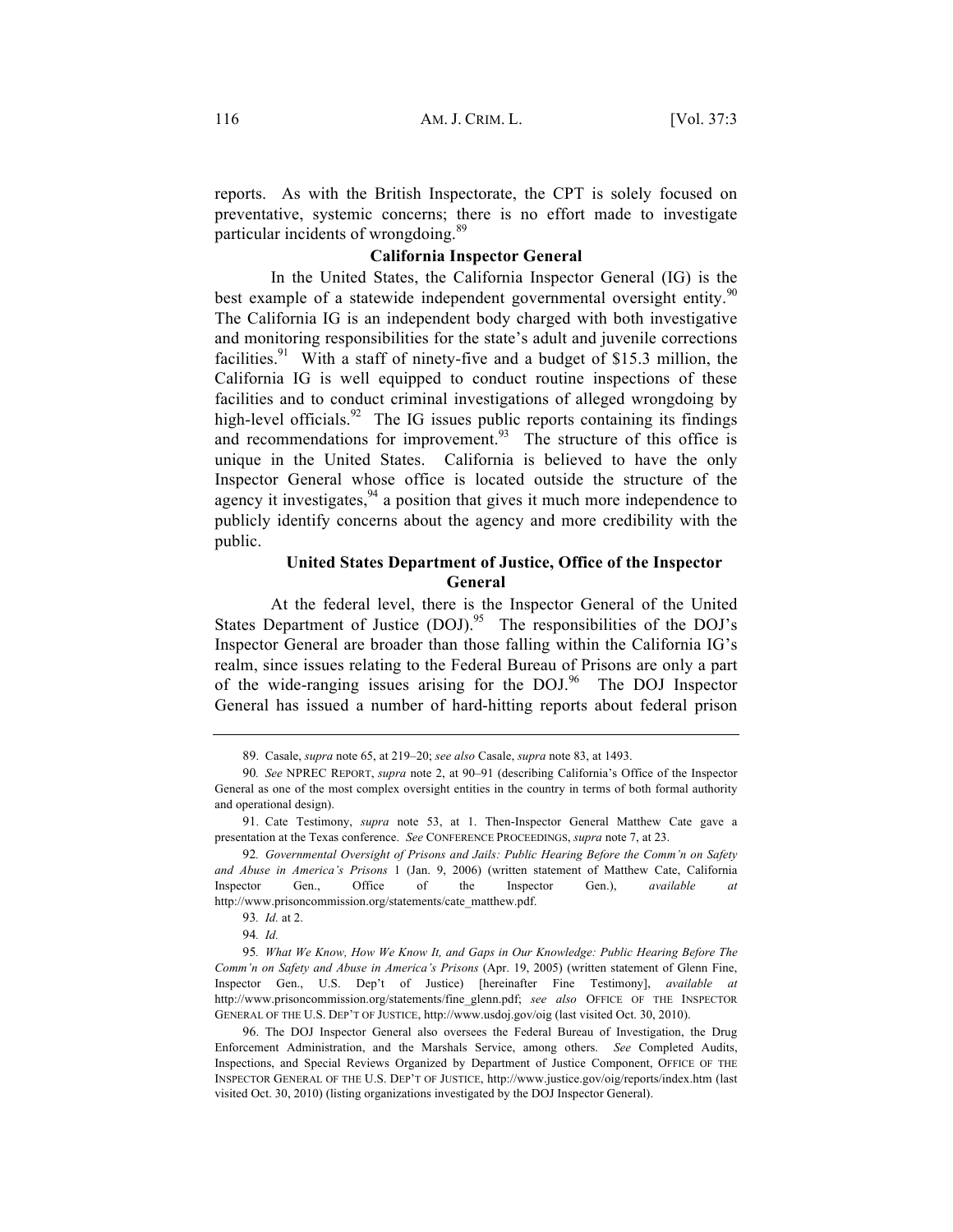reports. As with the British Inspectorate, the CPT is solely focused on preventative, systemic concerns; there is no effort made to investigate particular incidents of wrongdoing.[89]

### California Inspector General

In the United States, the California Inspector General (IG) is the best example of a statewide independent governmental oversight entity.[90] The California IG is an independent body charged with both investigative and monitoring responsibilities for the state's adult and juvenile corrections facilities.[91] With a staff of ninety-five and a budget of $15.3 million, the California IG is well equipped to conduct routine inspections of these facilities and to conduct criminal investigations of alleged wrongdoing by high-level officials.[92] The IG issues public reports containing its findings and recommendations for improvement.[93] The structure of this office is unique in the United States. California is believed to have the only Inspector General whose office is located outside the structure of the agency it investigates,[94] a position that gives it much more independence to publicly identify concerns about the agency and more credibility with the public.

### United States Department of Justice, Office of the Inspector General

At the federal level, there is the Inspector General of the United States Department of Justice (DOJ).[95] The responsibilities of the DOJ's Inspector General are broader than those falling within the California IG's realm, since issues relating to the Federal Bureau of Prisons are only a part of the wide-ranging issues arising for the DOJ.[96] The DOJ Inspector General has issued a number of hard-hitting reports about federal prison

---

89. Casale, *supra* note 65, at 219–20; *see also* Casale, *supra* note 83, at 1493.

90. *See* NPREC REPORT, *supra* note 2, at 90–91 (describing California's Office of the Inspector General as one of the most complex oversight entities in the country in terms of both formal authority and operational design).

91. Cate Testimony, *supra* note 53, at 1. Then-Inspector General Matthew Cate gave a presentation at the Texas conference. *See* CONFERENCE PROCEEDINGS, *supra* note 7, at 23.

92. *Governmental Oversight of Prisons and Jails: Public Hearing Before the Comm'n on Safety and Abuse in America's Prisons* 1 (Jan. 9, 2006) (written statement of Matthew Cate, California Inspector Gen., Office of the Inspector Gen.), *available at* http://www.prisoncommission.org/statements/cate_matthew.pdf.

93. *Id.* at 2.

94. *Id.*

95. *What We Know, How We Know It, and Gaps in Our Knowledge: Public Hearing Before The Comm'n on Safety and Abuse in America's Prisons* (Apr. 19, 2005) (written statement of Glenn Fine, Inspector Gen., U.S. Dep't of Justice) [hereinafter Fine Testimony], *available at* http://www.prisoncommission.org/statements/fine_glenn.pdf; *see also* OFFICE OF THE INSPECTOR GENERAL OF THE U.S. DEP'T OF JUSTICE, http://www.usdoj.gov/oig (last visited Oct. 30, 2010).

96. The DOJ Inspector General also oversees the Federal Bureau of Investigation, the Drug Enforcement Administration, and the Marshals Service, among others. *See* Completed Audits, Inspections, and Special Reviews Organized by Department of Justice Component, OFFICE OF THE INSPECTOR GENERAL OF THE U.S. DEP'T OF JUSTICE, http://www.justice.gov/oig/reports/index.htm (last visited Oct. 30, 2010) (listing organizations investigated by the DOJ Inspector General).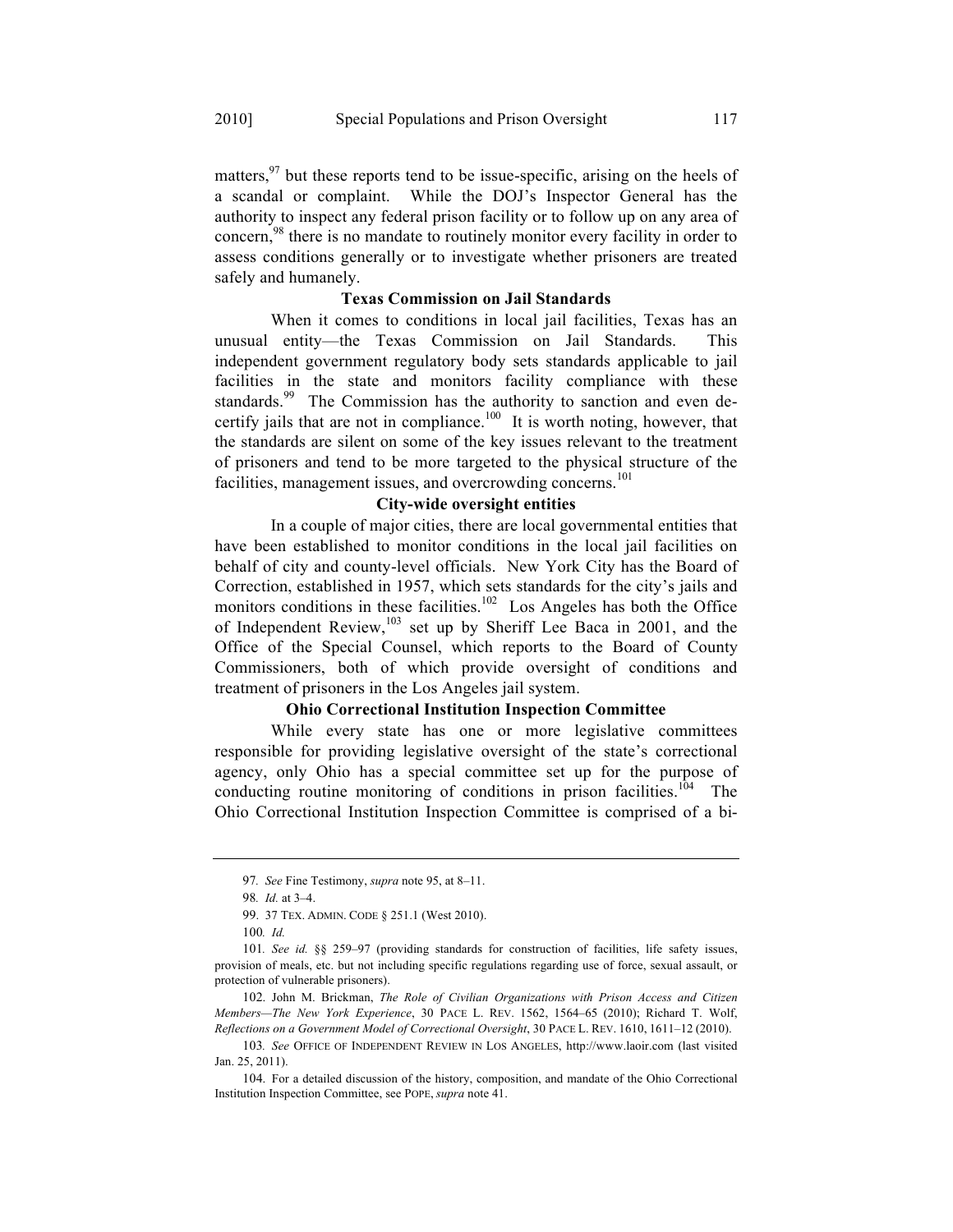matters,[97] but these reports tend to be issue-specific, arising on the heels of a scandal or complaint. While the DOJ's Inspector General has the authority to inspect any federal prison facility or to follow up on any area of concern,[98] there is no mandate to routinely monitor every facility in order to assess conditions generally or to investigate whether prisoners are treated safely and humanely.

**Texas Commission on Jail Standards**

When it comes to conditions in local jail facilities, Texas has an unusual entity—the Texas Commission on Jail Standards. This independent government regulatory body sets standards applicable to jail facilities in the state and monitors facility compliance with these standards.[99] The Commission has the authority to sanction and even de-certify jails that are not in compliance.[100] It is worth noting, however, that the standards are silent on some of the key issues relevant to the treatment of prisoners and tend to be more targeted to the physical structure of the facilities, management issues, and overcrowding concerns.[101]

**City-wide oversight entities**

In a couple of major cities, there are local governmental entities that have been established to monitor conditions in the local jail facilities on behalf of city and county-level officials. New York City has the Board of Correction, established in 1957, which sets standards for the city's jails and monitors conditions in these facilities.[102] Los Angeles has both the Office of Independent Review,[103] set up by Sheriff Lee Baca in 2001, and the Office of the Special Counsel, which reports to the Board of County Commissioners, both of which provide oversight of conditions and treatment of prisoners in the Los Angeles jail system.

**Ohio Correctional Institution Inspection Committee**

While every state has one or more legislative committees responsible for providing legislative oversight of the state's correctional agency, only Ohio has a special committee set up for the purpose of conducting routine monitoring of conditions in prison facilities.[104] The Ohio Correctional Institution Inspection Committee is comprised of a bi-

---

97. *See* Fine Testimony, *supra* note 95, at 8–11.

98. *Id.* at 3–4.

99. 37 TEX. ADMIN. CODE § 251.1 (West 2010).

100. *Id.*

101. *See id.* §§ 259–97 (providing standards for construction of facilities, life safety issues, provision of meals, etc. but not including specific regulations regarding use of force, sexual assault, or protection of vulnerable prisoners).

102. John M. Brickman, *The Role of Civilian Organizations with Prison Access and Citizen Members—The New York Experience*, 30 PACE L. REV. 1562, 1564–65 (2010); Richard T. Wolf, *Reflections on a Government Model of Correctional Oversight*, 30 PACE L. REV. 1610, 1611–12 (2010).

103. *See* OFFICE OF INDEPENDENT REVIEW IN LOS ANGELES, http://www.laoir.com (last visited Jan. 25, 2011).

104. For a detailed discussion of the history, composition, and mandate of the Ohio Correctional Institution Inspection Committee, see POPE, *supra* note 41.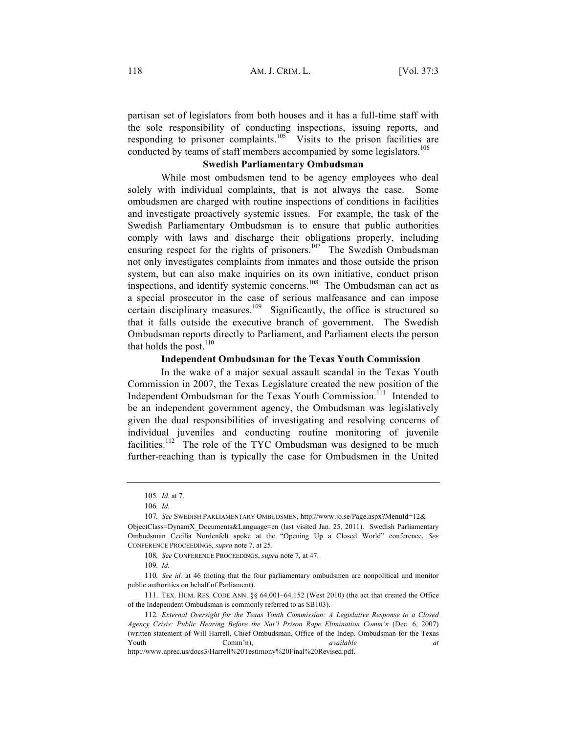partisan set of legislators from both houses and it has a full-time staff with the sole responsibility of conducting inspections, issuing reports, and responding to prisoner complaints.[105] Visits to the prison facilities are conducted by teams of staff members accompanied by some legislators.[106]

### Swedish Parliamentary Ombudsman

While most ombudsmen tend to be agency employees who deal solely with individual complaints, that is not always the case. Some ombudsmen are charged with routine inspections of conditions in facilities and investigate proactively systemic issues. For example, the task of the Swedish Parliamentary Ombudsman is to ensure that public authorities comply with laws and discharge their obligations properly, including ensuring respect for the rights of prisoners.[107] The Swedish Ombudsman not only investigates complaints from inmates and those outside the prison system, but can also make inquiries on its own initiative, conduct prison inspections, and identify systemic concerns.[108] The Ombudsman can act as a special prosecutor in the case of serious malfeasance and can impose certain disciplinary measures.[109] Significantly, the office is structured so that it falls outside the executive branch of government. The Swedish Ombudsman reports directly to Parliament, and Parliament elects the person that holds the post.[110]

### Independent Ombudsman for the Texas Youth Commission

In the wake of a major sexual assault scandal in the Texas Youth Commission in 2007, the Texas Legislature created the new position of the Independent Ombudsman for the Texas Youth Commission.[111] Intended to be an independent government agency, the Ombudsman was legislatively given the dual responsibilities of investigating and resolving concerns of individual juveniles and conducting routine monitoring of juvenile facilities.[112] The role of the TYC Ombudsman was designed to be much further-reaching than is typically the case for Ombudsmen in the United

---

105. *Id.* at 7.

106. *Id.*

107. *See* SWEDISH PARLIAMENTARY OMBUDSMEN, http://www.jo.se/Page.aspx?MenuId=12&ObjectClass=DynamX_Documents&Language=en (last visited Jan. 25, 2011). Swedish Parliamentary Ombudsman Cecilia Nordenfelt spoke at the "Opening Up a Closed World" conference. *See* CONFERENCE PROCEEDINGS, *supra* note 7, at 25.

108. *See* CONFERENCE PROCEEDINGS, *supra* note 7, at 47.

109. *Id.*

110. *See id.* at 46 (noting that the four parliamentary ombudsmen are nonpolitical and monitor public authorities on behalf of Parliament).

111. TEX. HUM. RES. CODE ANN. §§ 64.001–64.152 (West 2010) (the act that created the Office of the Independent Ombudsman is commonly referred to as SB103).

112. *External Oversight for the Texas Youth Commission: A Legislative Response to a Closed Agency Crisis: Public Hearing Before the Nat'l Prison Rape Elimination Comm'n* (Dec. 6, 2007) (written statement of Will Harrell, Chief Ombudsman, Office of the Indep. Ombudsman for the Texas Youth Comm'n), *available at* http://www.nprec.us/docs3/Harrell%20Testimony%20Final%20Revised.pdf.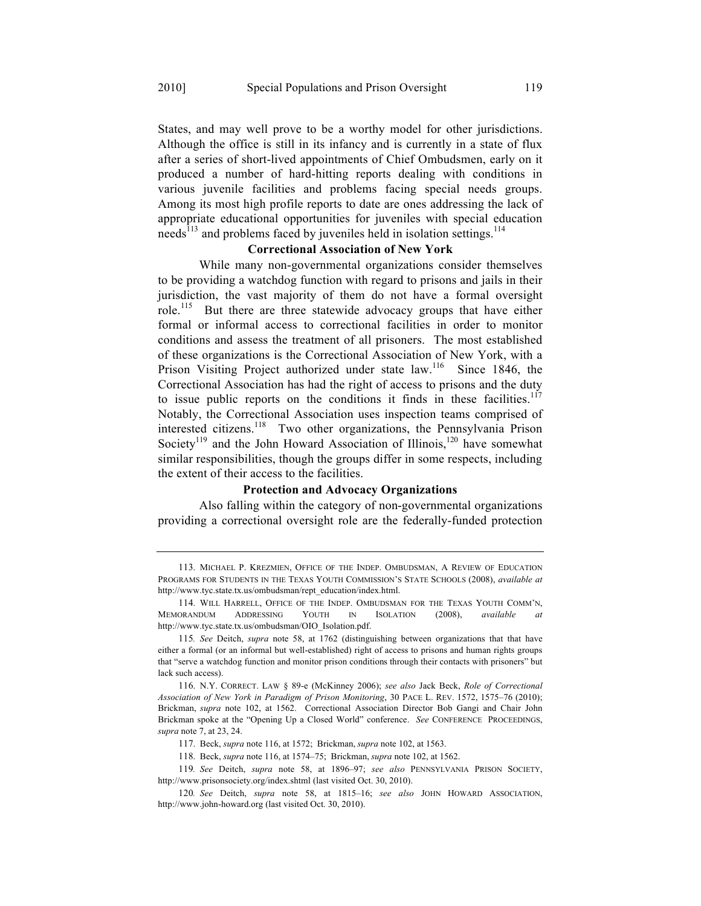States, and may well prove to be a worthy model for other jurisdictions. Although the office is still in its infancy and is currently in a state of flux after a series of short-lived appointments of Chief Ombudsmen, early on it produced a number of hard-hitting reports dealing with conditions in various juvenile facilities and problems facing special needs groups. Among its most high profile reports to date are ones addressing the lack of appropriate educational opportunities for juveniles with special education needs[113] and problems faced by juveniles held in isolation settings.[114]

**Correctional Association of New York**

While many non-governmental organizations consider themselves to be providing a watchdog function with regard to prisons and jails in their jurisdiction, the vast majority of them do not have a formal oversight role.[115] But there are three statewide advocacy groups that have either formal or informal access to correctional facilities in order to monitor conditions and assess the treatment of all prisoners. The most established of these organizations is the Correctional Association of New York, with a Prison Visiting Project authorized under state law.[116] Since 1846, the Correctional Association has had the right of access to prisons and the duty to issue public reports on the conditions it finds in these facilities.[117] Notably, the Correctional Association uses inspection teams comprised of interested citizens.[118] Two other organizations, the Pennsylvania Prison Society[119] and the John Howard Association of Illinois,[120] have somewhat similar responsibilities, though the groups differ in some respects, including the extent of their access to the facilities.

**Protection and Advocacy Organizations**

Also falling within the category of non-governmental organizations providing a correctional oversight role are the federally-funded protection

---

113. MICHAEL P. KREZMIEN, OFFICE OF THE INDEP. OMBUDSMAN, A REVIEW OF EDUCATION PROGRAMS FOR STUDENTS IN THE TEXAS YOUTH COMMISSION'S STATE SCHOOLS (2008), *available at* http://www.tyc.state.tx.us/ombudsman/rept_education/index.html.

114. WILL HARRELL, OFFICE OF THE INDEP. OMBUDSMAN FOR THE TEXAS YOUTH COMM'N, MEMORANDUM ADDRESSING YOUTH IN ISOLATION (2008), *available at* http://www.tyc.state.tx.us/ombudsman/OIO_Isolation.pdf.

115. *See* Deitch, *supra* note 58, at 1762 (distinguishing between organizations that that have either a formal (or an informal but well-established) right of access to prisons and human rights groups that "serve a watchdog function and monitor prison conditions through their contacts with prisoners" but lack such access).

116. N.Y. CORRECT. LAW § 89-e (McKinney 2006); *see also* Jack Beck, *Role of Correctional Association of New York in Paradigm of Prison Monitoring*, 30 PACE L. REV. 1572, 1575–76 (2010); Brickman, *supra* note 102, at 1562. Correctional Association Director Bob Gangi and Chair John Brickman spoke at the "Opening Up a Closed World" conference. *See* CONFERENCE PROCEEDINGS, *supra* note 7, at 23, 24.

117. Beck, *supra* note 116, at 1572; Brickman, *supra* note 102, at 1563.

118. Beck, *supra* note 116, at 1574–75; Brickman, *supra* note 102, at 1562.

119. *See* Deitch, *supra* note 58, at 1896–97; *see also* PENNSYLVANIA PRISON SOCIETY, http://www.prisonsociety.org/index.shtml (last visited Oct. 30, 2010).

120. *See* Deitch, *supra* note 58, at 1815–16; *see also* JOHN HOWARD ASSOCIATION, http://www.john-howard.org (last visited Oct. 30, 2010).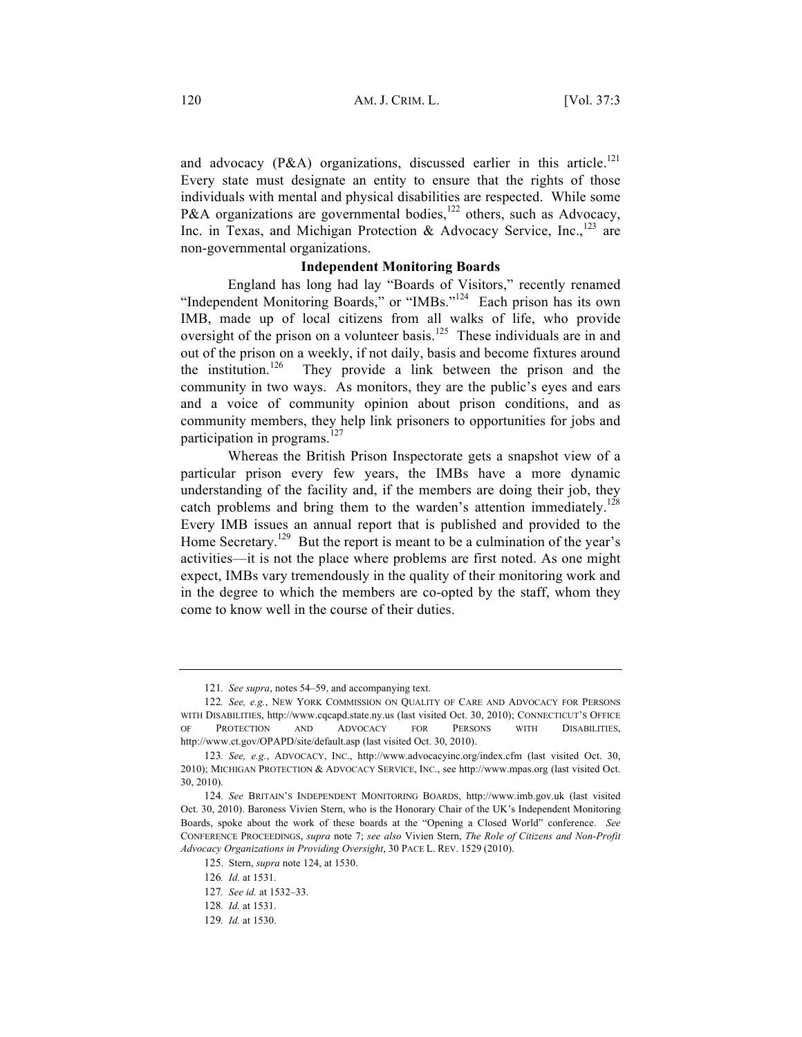and advocacy (P&A) organizations, discussed earlier in this article.[121] Every state must designate an entity to ensure that the rights of those individuals with mental and physical disabilities are respected. While some P&A organizations are governmental bodies,[122] others, such as Advocacy, Inc. in Texas, and Michigan Protection & Advocacy Service, Inc.,[123] are non-governmental organizations.

### Independent Monitoring Boards

England has long had lay "Boards of Visitors," recently renamed "Independent Monitoring Boards," or "IMBs."[124] Each prison has its own IMB, made up of local citizens from all walks of life, who provide oversight of the prison on a volunteer basis.[125] These individuals are in and out of the prison on a weekly, if not daily, basis and become fixtures around the institution.[126] They provide a link between the prison and the community in two ways. As monitors, they are the public's eyes and ears and a voice of community opinion about prison conditions, and as community members, they help link prisoners to opportunities for jobs and participation in programs.[127]

Whereas the British Prison Inspectorate gets a snapshot view of a particular prison every few years, the IMBs have a more dynamic understanding of the facility and, if the members are doing their job, they catch problems and bring them to the warden's attention immediately.[128] Every IMB issues an annual report that is published and provided to the Home Secretary.[129] But the report is meant to be a culmination of the year's activities—it is not the place where problems are first noted. As one might expect, IMBs vary tremendously in the quality of their monitoring work and in the degree to which the members are co-opted by the staff, whom they come to know well in the course of their duties.

---

121. *See supra*, notes 54–59, and accompanying text.

122. *See, e.g.*, NEW YORK COMMISSION ON QUALITY OF CARE AND ADVOCACY FOR PERSONS WITH DISABILITIES, http://www.cqcapd.state.ny.us (last visited Oct. 30, 2010); CONNECTICUT'S OFFICE OF PROTECTION AND ADVOCACY FOR PERSONS WITH DISABILITIES, http://www.ct.gov/OPAPD/site/default.asp (last visited Oct. 30, 2010).

123. *See, e.g.*, ADVOCACY, INC., http://www.advocacyinc.org/index.cfm (last visited Oct. 30, 2010); MICHIGAN PROTECTION & ADVOCACY SERVICE, INC., see http://www.mpas.org (last visited Oct. 30, 2010).

124. *See* BRITAIN'S INDEPENDENT MONITORING BOARDS, http://www.imb.gov.uk (last visited Oct. 30, 2010). Baroness Vivien Stern, who is the Honorary Chair of the UK's Independent Monitoring Boards, spoke about the work of these boards at the "Opening a Closed World" conference. *See* CONFERENCE PROCEEDINGS, *supra* note 7; *see also* Vivien Stern, *The Role of Citizens and Non-Profit Advocacy Organizations in Providing Oversight*, 30 PACE L. REV. 1529 (2010).

125. Stern, *supra* note 124, at 1530.

126. *Id.* at 1531.

127. *See id.* at 1532–33.

128. *Id.* at 1531.

129. *Id.* at 1530.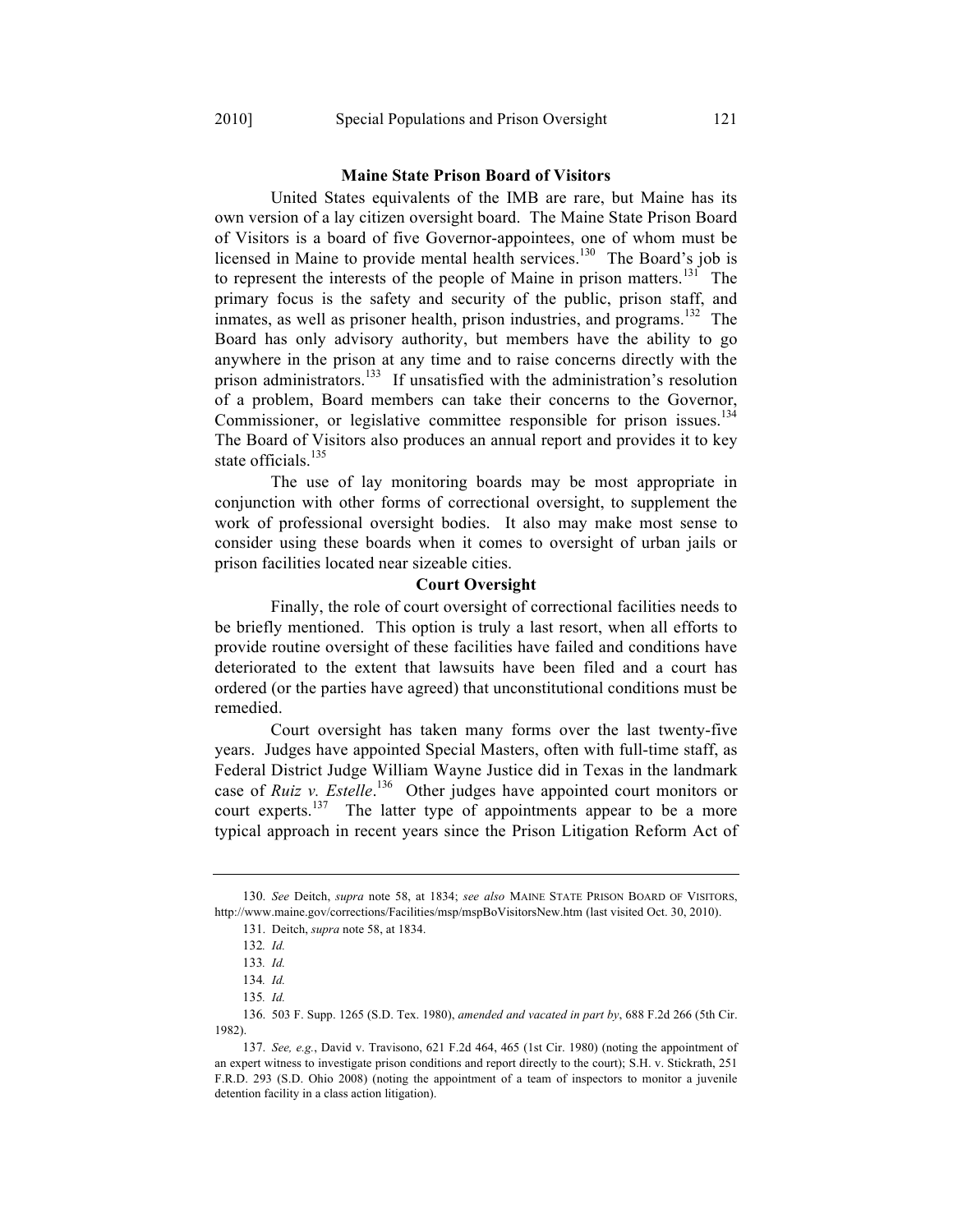## Maine State Prison Board of Visitors

United States equivalents of the IMB are rare, but Maine has its own version of a lay citizen oversight board. The Maine State Prison Board of Visitors is a board of five Governor-appointees, one of whom must be licensed in Maine to provide mental health services.[130] The Board's job is to represent the interests of the people of Maine in prison matters.[131] The primary focus is the safety and security of the public, prison staff, and inmates, as well as prisoner health, prison industries, and programs.[132] The Board has only advisory authority, but members have the ability to go anywhere in the prison at any time and to raise concerns directly with the prison administrators.[133] If unsatisfied with the administration's resolution of a problem, Board members can take their concerns to the Governor, Commissioner, or legislative committee responsible for prison issues.[134] The Board of Visitors also produces an annual report and provides it to key state officials.[135]

The use of lay monitoring boards may be most appropriate in conjunction with other forms of correctional oversight, to supplement the work of professional oversight bodies. It also may make most sense to consider using these boards when it comes to oversight of urban jails or prison facilities located near sizeable cities.

## Court Oversight

Finally, the role of court oversight of correctional facilities needs to be briefly mentioned. This option is truly a last resort, when all efforts to provide routine oversight of these facilities have failed and conditions have deteriorated to the extent that lawsuits have been filed and a court has ordered (or the parties have agreed) that unconstitutional conditions must be remedied.

Court oversight has taken many forms over the last twenty-five years. Judges have appointed Special Masters, often with full-time staff, as Federal District Judge William Wayne Justice did in Texas in the landmark case of *Ruiz v. Estelle*.[136] Other judges have appointed court monitors or court experts.[137] The latter type of appointments appear to be a more typical approach in recent years since the Prison Litigation Reform Act of

---

130. *See* Deitch, *supra* note 58, at 1834; *see also* MAINE STATE PRISON BOARD OF VISITORS, http://www.maine.gov/corrections/Facilities/msp/mspBoVisitorsNew.htm (last visited Oct. 30, 2010).

131. Deitch, *supra* note 58, at 1834.

132. *Id.*

133. *Id.*

134. *Id.*

135. *Id.*

136. 503 F. Supp. 1265 (S.D. Tex. 1980), *amended and vacated in part by*, 688 F.2d 266 (5th Cir. 1982).

137. *See, e.g.*, David v. Travisono, 621 F.2d 464, 465 (1st Cir. 1980) (noting the appointment of an expert witness to investigate prison conditions and report directly to the court); S.H. v. Stickrath, 251 F.R.D. 293 (S.D. Ohio 2008) (noting the appointment of a team of inspectors to monitor a juvenile detention facility in a class action litigation).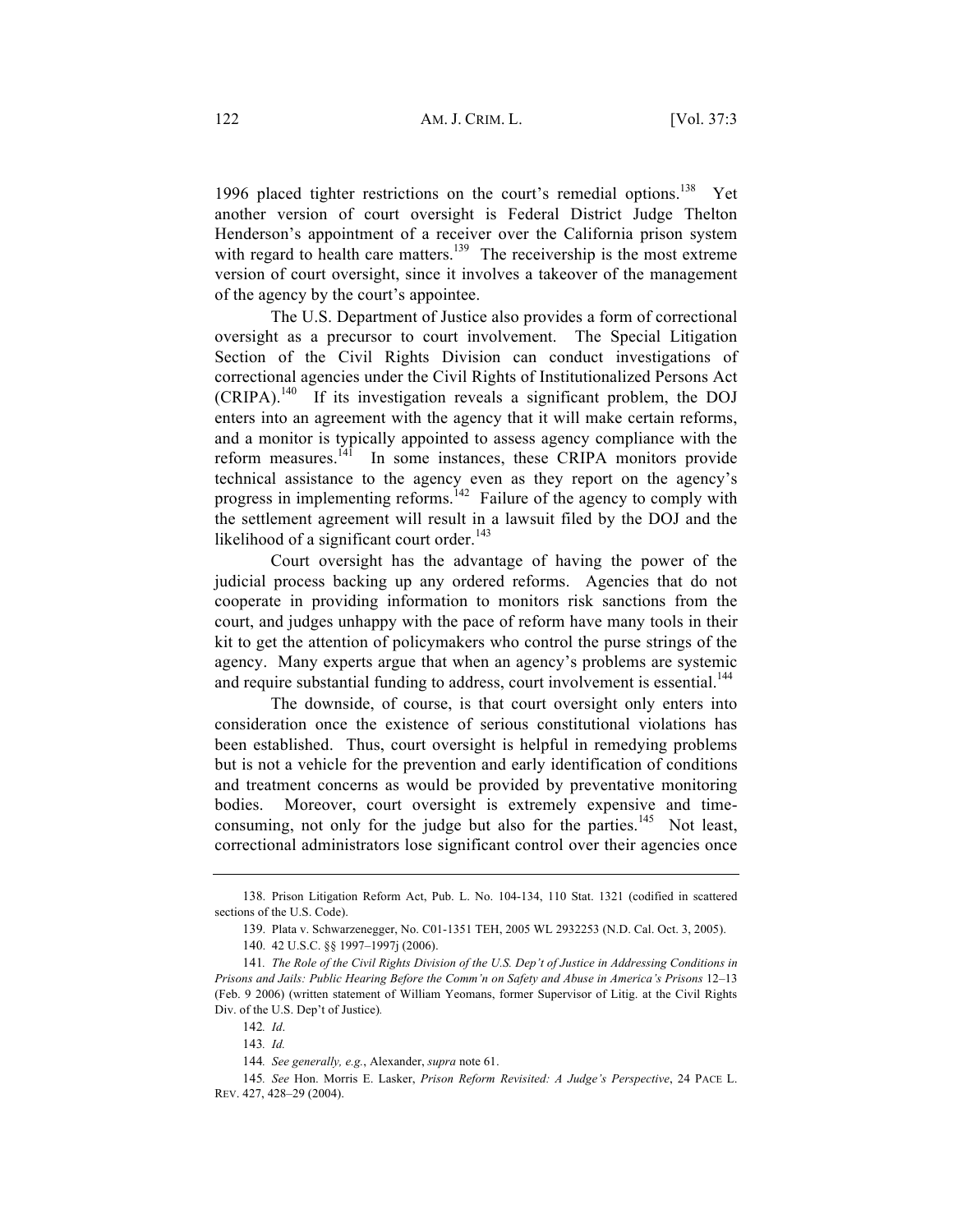1996 placed tighter restrictions on the court's remedial options.[138] Yet another version of court oversight is Federal District Judge Thelton Henderson's appointment of a receiver over the California prison system with regard to health care matters.[139] The receivership is the most extreme version of court oversight, since it involves a takeover of the management of the agency by the court's appointee.

The U.S. Department of Justice also provides a form of correctional oversight as a precursor to court involvement. The Special Litigation Section of the Civil Rights Division can conduct investigations of correctional agencies under the Civil Rights of Institutionalized Persons Act (CRIPA).[140] If its investigation reveals a significant problem, the DOJ enters into an agreement with the agency that it will make certain reforms, and a monitor is typically appointed to assess agency compliance with the reform measures.[141] In some instances, these CRIPA monitors provide technical assistance to the agency even as they report on the agency's progress in implementing reforms.[142] Failure of the agency to comply with the settlement agreement will result in a lawsuit filed by the DOJ and the likelihood of a significant court order.[143]

Court oversight has the advantage of having the power of the judicial process backing up any ordered reforms. Agencies that do not cooperate in providing information to monitors risk sanctions from the court, and judges unhappy with the pace of reform have many tools in their kit to get the attention of policymakers who control the purse strings of the agency. Many experts argue that when an agency's problems are systemic and require substantial funding to address, court involvement is essential.[144]

The downside, of course, is that court oversight only enters into consideration once the existence of serious constitutional violations has been established. Thus, court oversight is helpful in remedying problems but is not a vehicle for the prevention and early identification of conditions and treatment concerns as would be provided by preventative monitoring bodies. Moreover, court oversight is extremely expensive and time-consuming, not only for the judge but also for the parties.[145] Not least, correctional administrators lose significant control over their agencies once

---

138. Prison Litigation Reform Act, Pub. L. No. 104-134, 110 Stat. 1321 (codified in scattered sections of the U.S. Code).

139. Plata v. Schwarzenegger, No. C01-1351 TEH, 2005 WL 2932253 (N.D. Cal. Oct. 3, 2005).

140. 42 U.S.C. §§ 1997–1997j (2006).

141. *The Role of the Civil Rights Division of the U.S. Dep't of Justice in Addressing Conditions in Prisons and Jails: Public Hearing Before the Comm'n on Safety and Abuse in America's Prisons* 12–13 (Feb. 9 2006) (written statement of William Yeomans, former Supervisor of Litig. at the Civil Rights Div. of the U.S. Dep't of Justice).

142. *Id*.

143. *Id.*

144. *See generally, e.g.*, Alexander, *supra* note 61.

145. *See* Hon. Morris E. Lasker, *Prison Reform Revisited: A Judge's Perspective*, 24 PACE L. REV. 427, 428–29 (2004).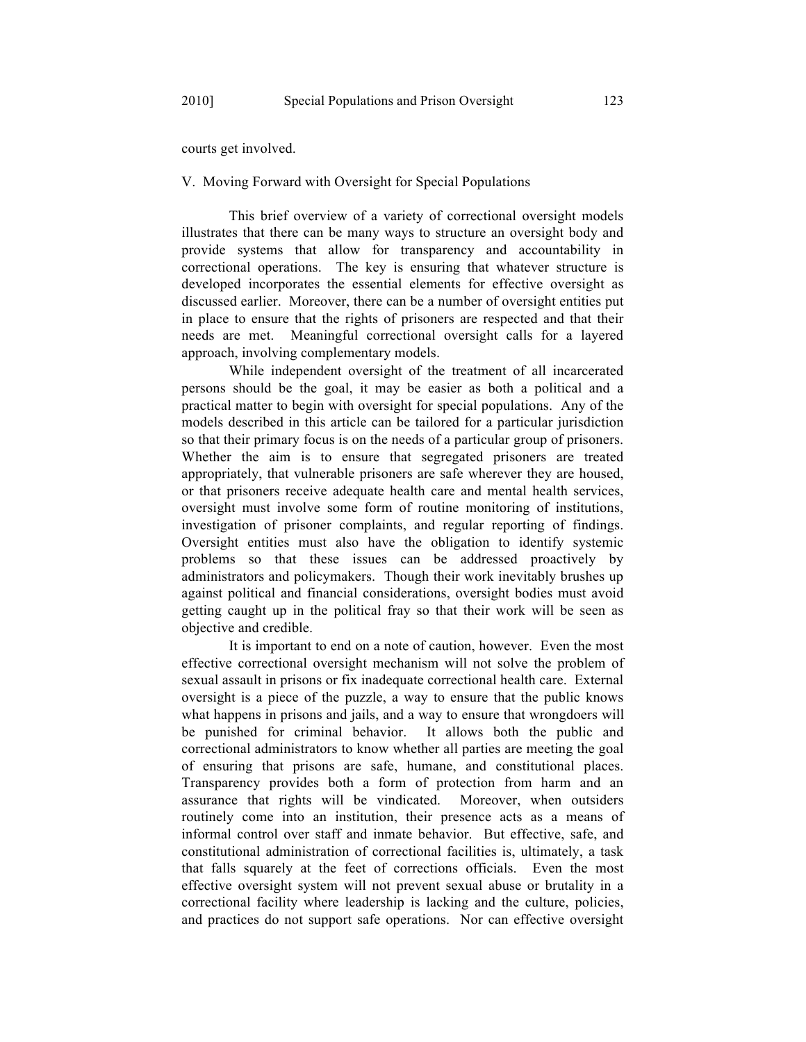courts get involved.

## V. Moving Forward with Oversight for Special Populations

This brief overview of a variety of correctional oversight models illustrates that there can be many ways to structure an oversight body and provide systems that allow for transparency and accountability in correctional operations. The key is ensuring that whatever structure is developed incorporates the essential elements for effective oversight as discussed earlier. Moreover, there can be a number of oversight entities put in place to ensure that the rights of prisoners are respected and that their needs are met. Meaningful correctional oversight calls for a layered approach, involving complementary models.

While independent oversight of the treatment of all incarcerated persons should be the goal, it may be easier as both a political and a practical matter to begin with oversight for special populations. Any of the models described in this article can be tailored for a particular jurisdiction so that their primary focus is on the needs of a particular group of prisoners. Whether the aim is to ensure that segregated prisoners are treated appropriately, that vulnerable prisoners are safe wherever they are housed, or that prisoners receive adequate health care and mental health services, oversight must involve some form of routine monitoring of institutions, investigation of prisoner complaints, and regular reporting of findings. Oversight entities must also have the obligation to identify systemic problems so that these issues can be addressed proactively by administrators and policymakers. Though their work inevitably brushes up against political and financial considerations, oversight bodies must avoid getting caught up in the political fray so that their work will be seen as objective and credible.

It is important to end on a note of caution, however. Even the most effective correctional oversight mechanism will not solve the problem of sexual assault in prisons or fix inadequate correctional health care. External oversight is a piece of the puzzle, a way to ensure that the public knows what happens in prisons and jails, and a way to ensure that wrongdoers will be punished for criminal behavior. It allows both the public and correctional administrators to know whether all parties are meeting the goal of ensuring that prisons are safe, humane, and constitutional places. Transparency provides both a form of protection from harm and an assurance that rights will be vindicated. Moreover, when outsiders routinely come into an institution, their presence acts as a means of informal control over staff and inmate behavior. But effective, safe, and constitutional administration of correctional facilities is, ultimately, a task that falls squarely at the feet of corrections officials. Even the most effective oversight system will not prevent sexual abuse or brutality in a correctional facility where leadership is lacking and the culture, policies, and practices do not support safe operations. Nor can effective oversight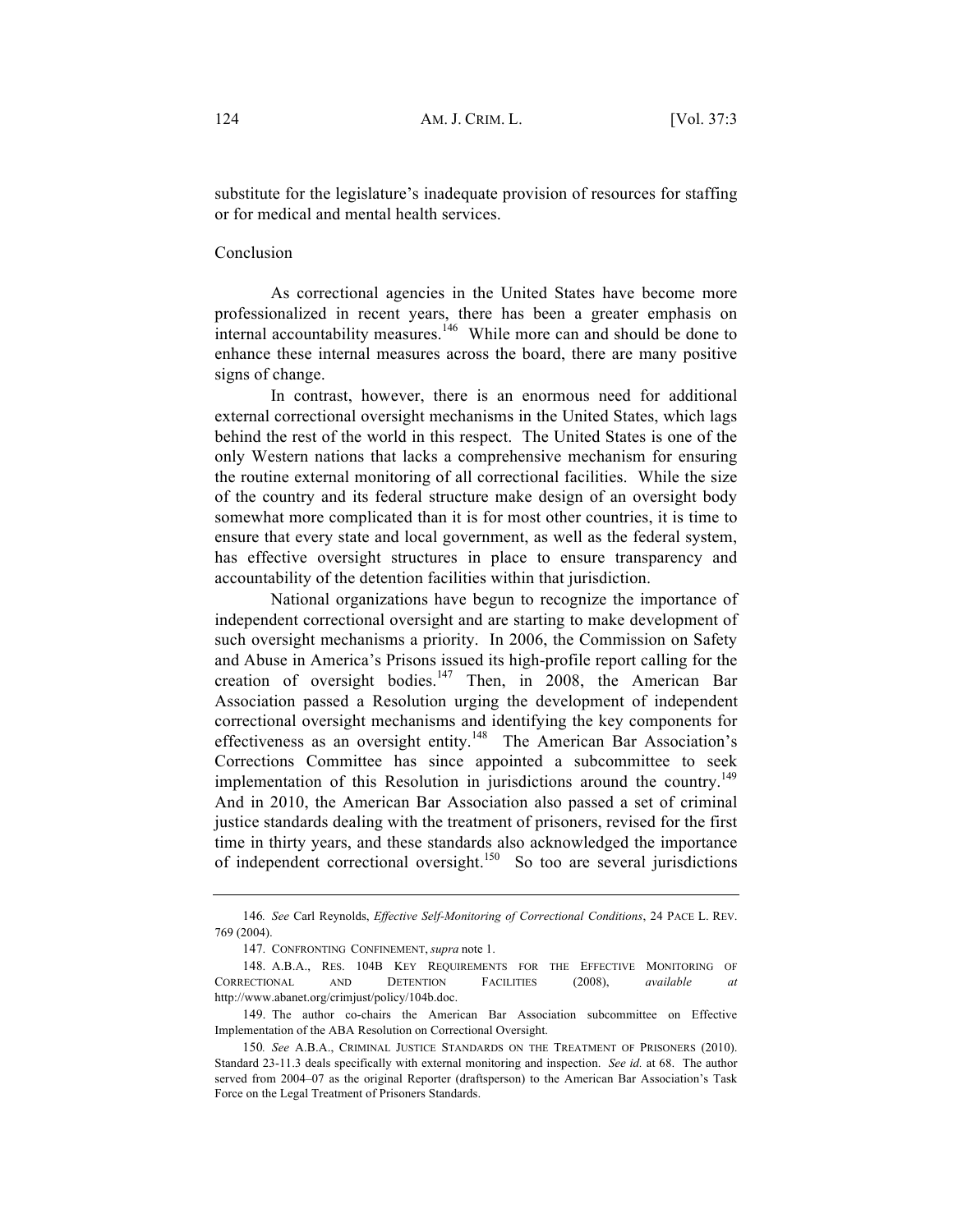substitute for the legislature's inadequate provision of resources for staffing or for medical and mental health services.

## Conclusion

As correctional agencies in the United States have become more professionalized in recent years, there has been a greater emphasis on internal accountability measures.[146] While more can and should be done to enhance these internal measures across the board, there are many positive signs of change.

In contrast, however, there is an enormous need for additional external correctional oversight mechanisms in the United States, which lags behind the rest of the world in this respect. The United States is one of the only Western nations that lacks a comprehensive mechanism for ensuring the routine external monitoring of all correctional facilities. While the size of the country and its federal structure make design of an oversight body somewhat more complicated than it is for most other countries, it is time to ensure that every state and local government, as well as the federal system, has effective oversight structures in place to ensure transparency and accountability of the detention facilities within that jurisdiction.

National organizations have begun to recognize the importance of independent correctional oversight and are starting to make development of such oversight mechanisms a priority. In 2006, the Commission on Safety and Abuse in America's Prisons issued its high-profile report calling for the creation of oversight bodies.[147] Then, in 2008, the American Bar Association passed a Resolution urging the development of independent correctional oversight mechanisms and identifying the key components for effectiveness as an oversight entity.[148] The American Bar Association's Corrections Committee has since appointed a subcommittee to seek implementation of this Resolution in jurisdictions around the country.[149] And in 2010, the American Bar Association also passed a set of criminal justice standards dealing with the treatment of prisoners, revised for the first time in thirty years, and these standards also acknowledged the importance of independent correctional oversight.[150] So too are several jurisdictions

---

146. *See* Carl Reynolds, *Effective Self-Monitoring of Correctional Conditions*, 24 PACE L. REV. 769 (2004).

147. CONFRONTING CONFINEMENT, *supra* note 1.

148. A.B.A., RES. 104B KEY REQUIREMENTS FOR THE EFFECTIVE MONITORING OF CORRECTIONAL AND DETENTION FACILITIES (2008), *available at* http://www.abanet.org/crimjust/policy/104b.doc.

149. The author co-chairs the American Bar Association subcommittee on Effective Implementation of the ABA Resolution on Correctional Oversight.

150. *See* A.B.A., CRIMINAL JUSTICE STANDARDS ON THE TREATMENT OF PRISONERS (2010). Standard 23-11.3 deals specifically with external monitoring and inspection. *See id.* at 68. The author served from 2004–07 as the original Reporter (draftsperson) to the American Bar Association's Task Force on the Legal Treatment of Prisoners Standards.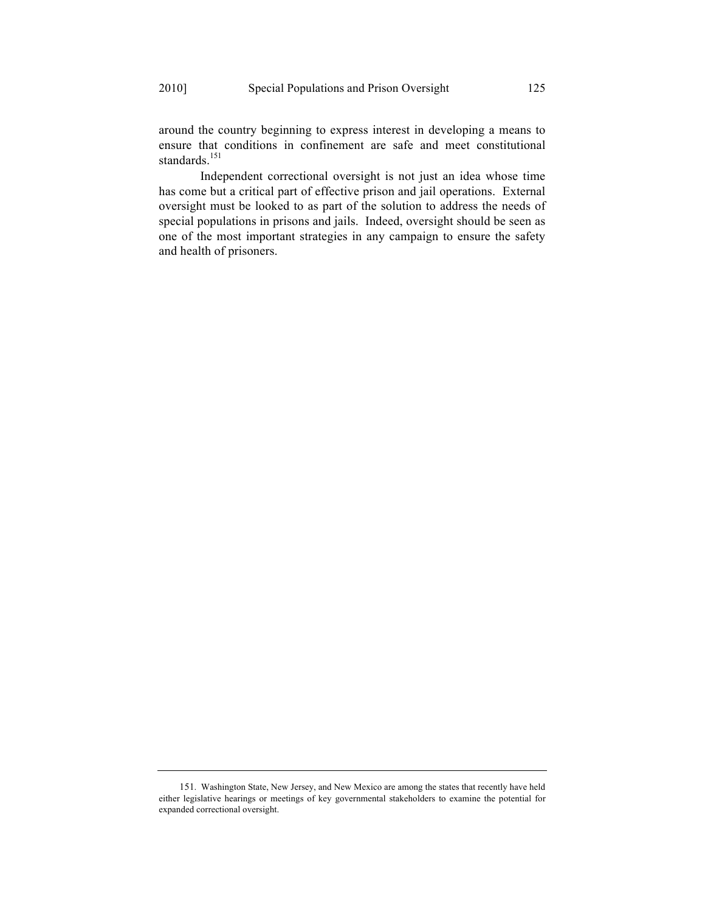around the country beginning to express interest in developing a means to ensure that conditions in confinement are safe and meet constitutional standards.[151]

Independent correctional oversight is not just an idea whose time has come but a critical part of effective prison and jail operations. External oversight must be looked to as part of the solution to address the needs of special populations in prisons and jails. Indeed, oversight should be seen as one of the most important strategies in any campaign to ensure the safety and health of prisoners.

---

151. Washington State, New Jersey, and New Mexico are among the states that recently have held either legislative hearings or meetings of key governmental stakeholders to examine the potential for expanded correctional oversight.